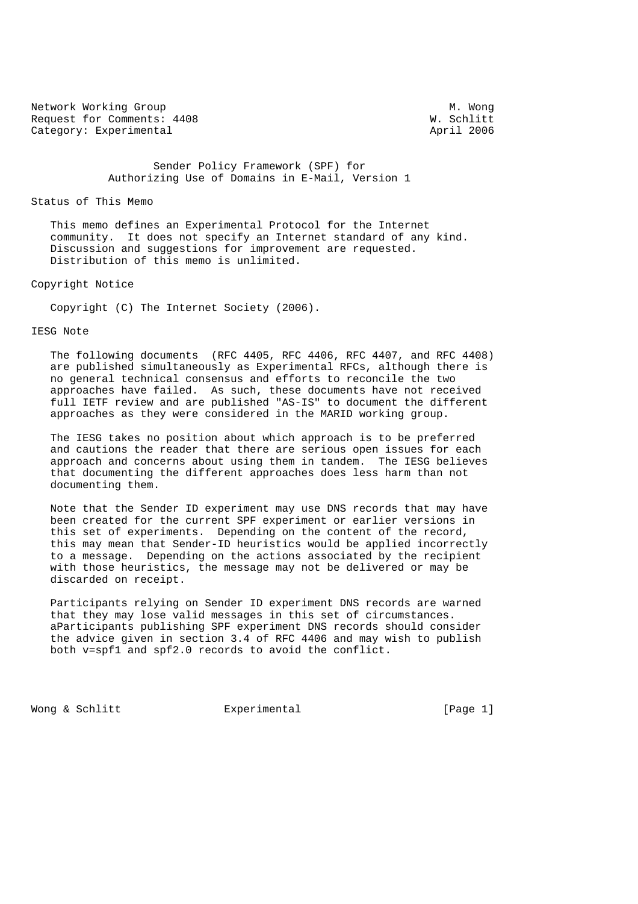Network Working Group M. Wong
Request for Comments: 4408 W. Schlitt
Category: Experimental April 2006

# Sender Policy Framework (SPF) for Authorizing Use of Domains in E-Mail, Version 1

## Status of This Memo

This memo defines an Experimental Protocol for the Internet community. It does not specify an Internet standard of any kind. Discussion and suggestions for improvement are requested. Distribution of this memo is unlimited.

## Copyright Notice

Copyright (C) The Internet Society (2006).

## IESG Note

The following documents (RFC 4405, RFC 4406, RFC 4407, and RFC 4408) are published simultaneously as Experimental RFCs, although there is no general technical consensus and efforts to reconcile the two approaches have failed. As such, these documents have not received full IETF review and are published "AS-IS" to document the different approaches as they were considered in the MARID working group.

The IESG takes no position about which approach is to be preferred and cautions the reader that there are serious open issues for each approach and concerns about using them in tandem. The IESG believes that documenting the different approaches does less harm than not documenting them.

Note that the Sender ID experiment may use DNS records that may have been created for the current SPF experiment or earlier versions in this set of experiments. Depending on the content of the record, this may mean that Sender-ID heuristics would be applied incorrectly to a message. Depending on the actions associated by the recipient with those heuristics, the message may not be delivered or may be discarded on receipt.

Participants relying on Sender ID experiment DNS records are warned that they may lose valid messages in this set of circumstances. aParticipants publishing SPF experiment DNS records should consider the advice given in section 3.4 of RFC 4406 and may wish to publish both v=spf1 and spf2.0 records to avoid the conflict.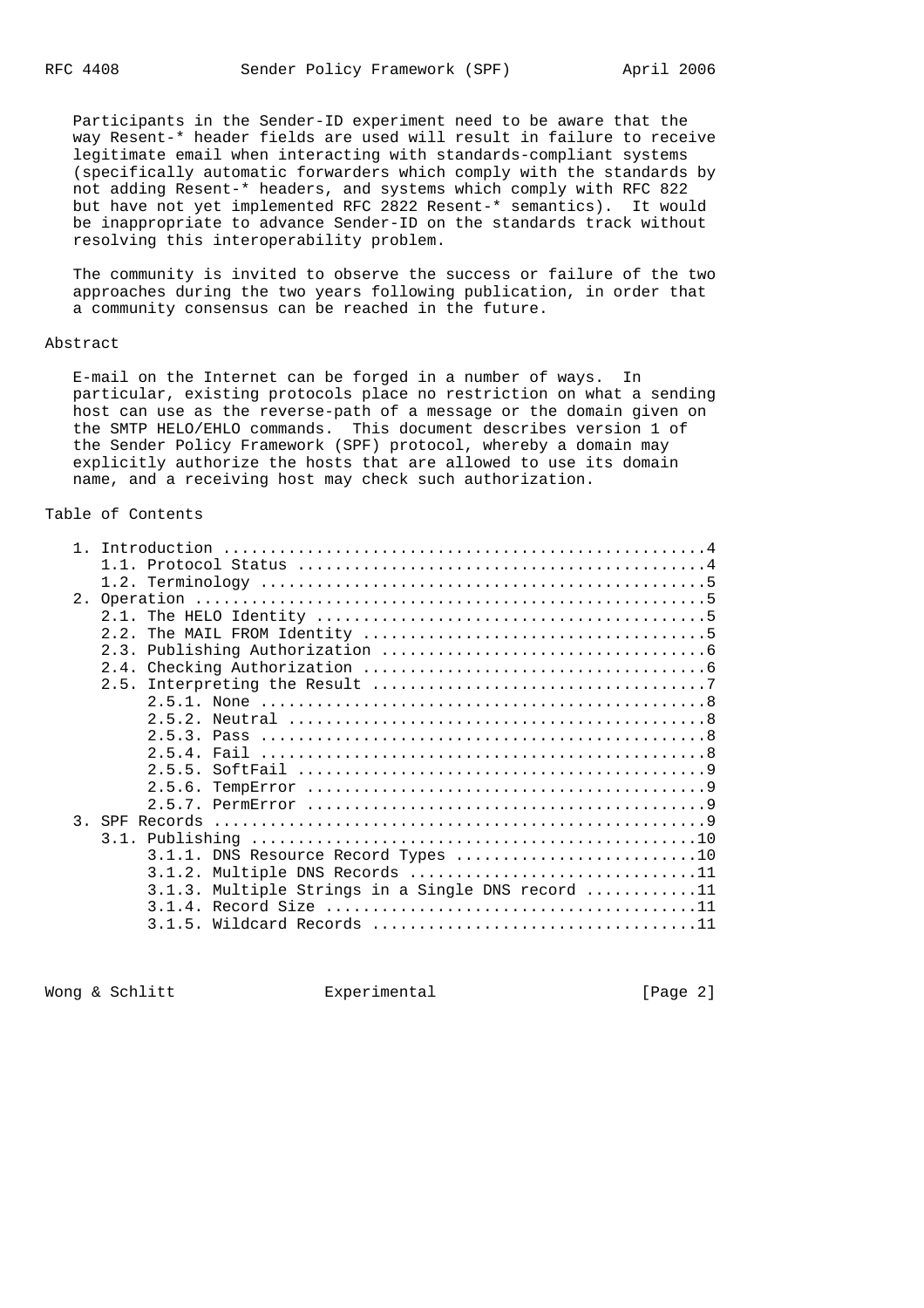Participants in the Sender-ID experiment need to be aware that the way Resent-* header fields are used will result in failure to receive legitimate email when interacting with standards-compliant systems (specifically automatic forwarders which comply with the standards by not adding Resent-* headers, and systems which comply with RFC 822 but have not yet implemented RFC 2822 Resent-* semantics). It would be inappropriate to advance Sender-ID on the standards track without resolving this interoperability problem.

The community is invited to observe the success or failure of the two approaches during the two years following publication, in order that a community consensus can be reached in the future.

## Abstract

E-mail on the Internet can be forged in a number of ways. In particular, existing protocols place no restriction on what a sending host can use as the reverse-path of a message or the domain given on the SMTP HELO/EHLO commands. This document describes version 1 of the Sender Policy Framework (SPF) protocol, whereby a domain may explicitly authorize the hosts that are allowed to use its domain name, and a receiving host may check such authorization.

## Table of Contents

```
   1. Introduction ....................................................4
      1.1. Protocol Status ............................................4
      1.2. Terminology ................................................5
   2. Operation .......................................................5
      2.1. The HELO Identity ..........................................5
      2.2. The MAIL FROM Identity .....................................5
      2.3. Publishing Authorization ...................................6
      2.4. Checking Authorization .....................................6
      2.5. Interpreting the Result ....................................7
           2.5.1. None ................................................8
           2.5.2. Neutral .............................................8
           2.5.3. Pass ................................................8
           2.5.4. Fail ................................................8
           2.5.5. SoftFail ............................................9
           2.5.6. TempError ...........................................9
           2.5.7. PermError ...........................................9
   3. SPF Records .....................................................9
      3.1. Publishing ................................................10
           3.1.1. DNS Resource Record Types ..........................10
           3.1.2. Multiple DNS Records ...............................11
           3.1.3. Multiple Strings in a Single DNS record ............11
           3.1.4. Record Size ........................................11
           3.1.5. Wildcard Records ...................................11
```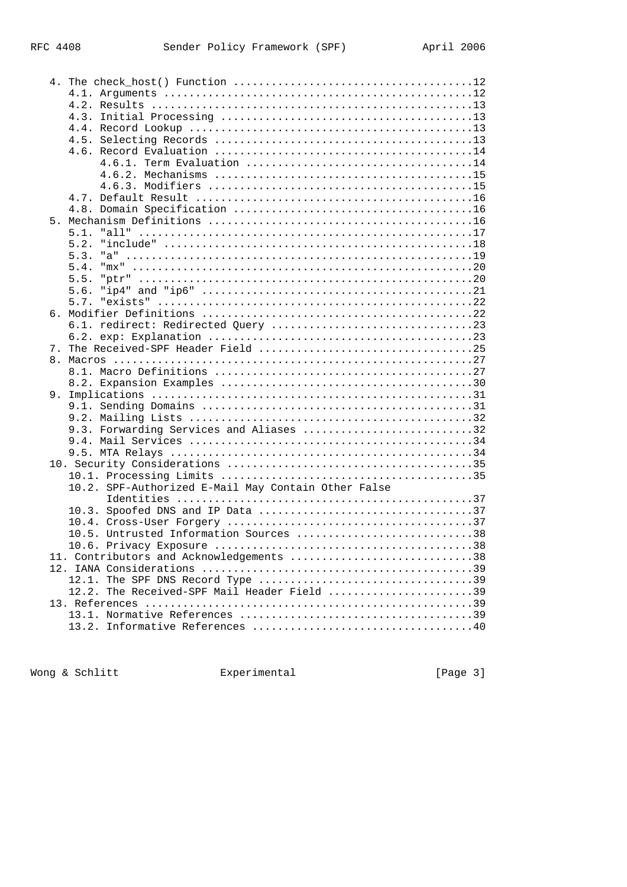```
   4. The check_host() Function ......................................12
      4.1. Arguments .................................................12
      4.2. Results ...................................................13
      4.3. Initial Processing ........................................13
      4.4. Record Lookup .............................................13
      4.5. Selecting Records .........................................13
      4.6. Record Evaluation .........................................14
           4.6.1. Term Evaluation ....................................14
           4.6.2. Mechanisms .........................................15
           4.6.3. Modifiers ..........................................15
      4.7. Default Result ............................................16
      4.8. Domain Specification ......................................16
   5. Mechanism Definitions ..........................................16
      5.1. "all" .....................................................17
      5.2. "include" .................................................18
      5.3. "a" .......................................................19
      5.4. "mx" ......................................................20
      5.5. "ptr" .....................................................20
      5.6. "ip4" and "ip6" ...........................................21
      5.7. "exists" ..................................................22
   6. Modifier Definitions ...........................................22
      6.1. redirect: Redirected Query ................................23
      6.2. exp: Explanation ..........................................23
   7. The Received-SPF Header Field ..................................25
   8. Macros .........................................................27
      8.1. Macro Definitions .........................................27
      8.2. Expansion Examples ........................................30
   9. Implications ...................................................31
      9.1. Sending Domains ...........................................31
      9.2. Mailing Lists .............................................32
      9.3. Forwarding Services and Aliases ...........................32
      9.4. Mail Services .............................................34
      9.5. MTA Relays ................................................34
   10. Security Considerations .......................................35
      10.1. Processing Limits ........................................35
      10.2. SPF-Authorized E-Mail May Contain Other False
            Identities ...............................................37
      10.3. Spoofed DNS and IP Data ..................................37
      10.4. Cross-User Forgery .......................................37
      10.5. Untrusted Information Sources ............................38
      10.6. Privacy Exposure .........................................38
   11. Contributors and Acknowledgements .............................38
   12. IANA Considerations ...........................................39
      12.1. The SPF DNS Record Type ..................................39
      12.2. The Received-SPF Mail Header Field .......................39
   13. References ....................................................39
      13.1. Normative References .....................................39
      13.2. Informative References ...................................40
```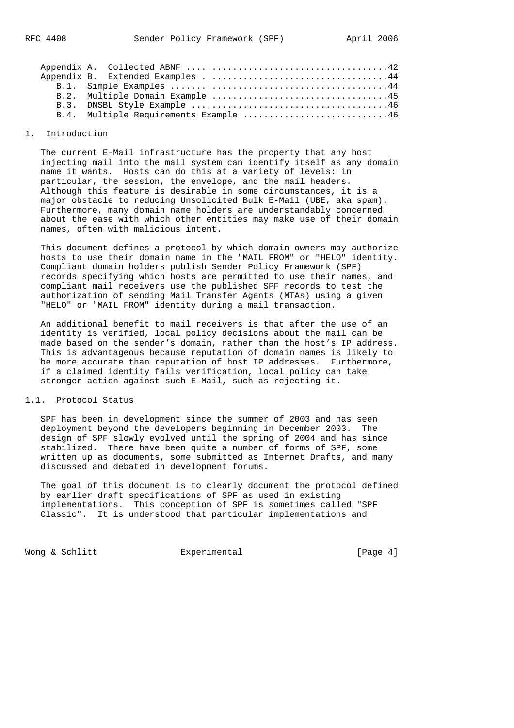Appendix A. Collected ABNF ......................................42
Appendix B. Extended Examples ...................................44
   B.1. Simple Examples .........................................44
   B.2. Multiple Domain Example .................................45
   B.3. DNSBL Style Example .....................................46
   B.4. Multiple Requirements Example ...........................46

# 1. Introduction

The current E-Mail infrastructure has the property that any host injecting mail into the mail system can identify itself as any domain name it wants. Hosts can do this at a variety of levels: in particular, the session, the envelope, and the mail headers. Although this feature is desirable in some circumstances, it is a major obstacle to reducing Unsolicited Bulk E-Mail (UBE, aka spam). Furthermore, many domain name holders are understandably concerned about the ease with which other entities may make use of their domain names, often with malicious intent.

This document defines a protocol by which domain owners may authorize hosts to use their domain name in the "MAIL FROM" or "HELO" identity. Compliant domain holders publish Sender Policy Framework (SPF) records specifying which hosts are permitted to use their names, and compliant mail receivers use the published SPF records to test the authorization of sending Mail Transfer Agents (MTAs) using a given "HELO" or "MAIL FROM" identity during a mail transaction.

An additional benefit to mail receivers is that after the use of an identity is verified, local policy decisions about the mail can be made based on the sender's domain, rather than the host's IP address. This is advantageous because reputation of domain names is likely to be more accurate than reputation of host IP addresses. Furthermore, if a claimed identity fails verification, local policy can take stronger action against such E-Mail, such as rejecting it.

## 1.1. Protocol Status

SPF has been in development since the summer of 2003 and has seen deployment beyond the developers beginning in December 2003. The design of SPF slowly evolved until the spring of 2004 and has since stabilized. There have been quite a number of forms of SPF, some written up as documents, some submitted as Internet Drafts, and many discussed and debated in development forums.

The goal of this document is to clearly document the protocol defined by earlier draft specifications of SPF as used in existing implementations. This conception of SPF is sometimes called "SPF Classic". It is understood that particular implementations and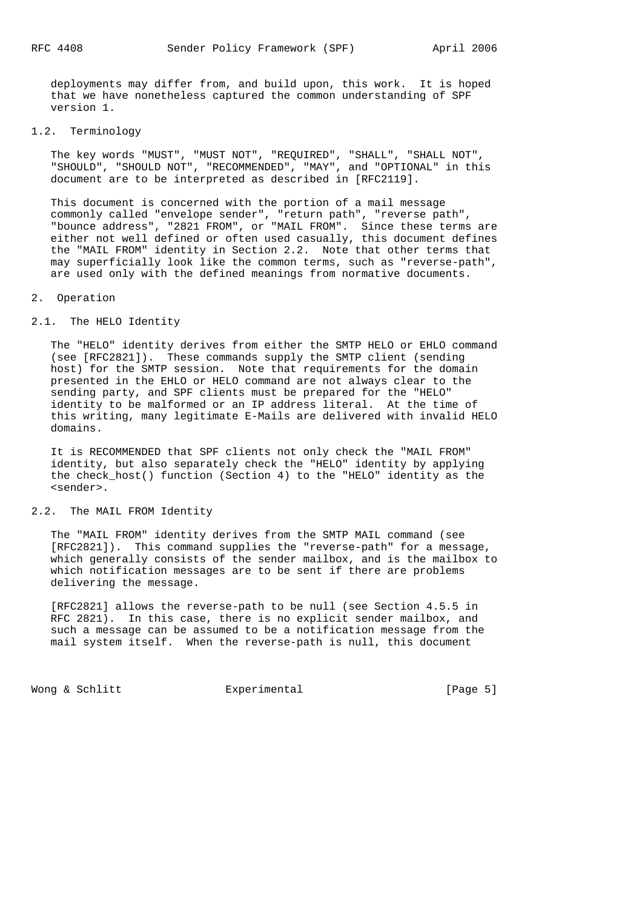deployments may differ from, and build upon, this work. It is hoped that we have nonetheless captured the common understanding of SPF version 1.

### 1.2. Terminology

The key words "MUST", "MUST NOT", "REQUIRED", "SHALL", "SHALL NOT", "SHOULD", "SHOULD NOT", "RECOMMENDED", "MAY", and "OPTIONAL" in this document are to be interpreted as described in [RFC2119].

This document is concerned with the portion of a mail message commonly called "envelope sender", "return path", "reverse path", "bounce address", "2821 FROM", or "MAIL FROM". Since these terms are either not well defined or often used casually, this document defines the "MAIL FROM" identity in Section 2.2. Note that other terms that may superficially look like the common terms, such as "reverse-path", are used only with the defined meanings from normative documents.

## 2. Operation

### 2.1. The HELO Identity

The "HELO" identity derives from either the SMTP HELO or EHLO command (see [RFC2821]). These commands supply the SMTP client (sending host) for the SMTP session. Note that requirements for the domain presented in the EHLO or HELO command are not always clear to the sending party, and SPF clients must be prepared for the "HELO" identity to be malformed or an IP address literal. At the time of this writing, many legitimate E-Mails are delivered with invalid HELO domains.

It is RECOMMENDED that SPF clients not only check the "MAIL FROM" identity, but also separately check the "HELO" identity by applying the check_host() function (Section 4) to the "HELO" identity as the <sender>.

### 2.2. The MAIL FROM Identity

The "MAIL FROM" identity derives from the SMTP MAIL command (see [RFC2821]). This command supplies the "reverse-path" for a message, which generally consists of the sender mailbox, and is the mailbox to which notification messages are to be sent if there are problems delivering the message.

[RFC2821] allows the reverse-path to be null (see Section 4.5.5 in RFC 2821). In this case, there is no explicit sender mailbox, and such a message can be assumed to be a notification message from the mail system itself. When the reverse-path is null, this document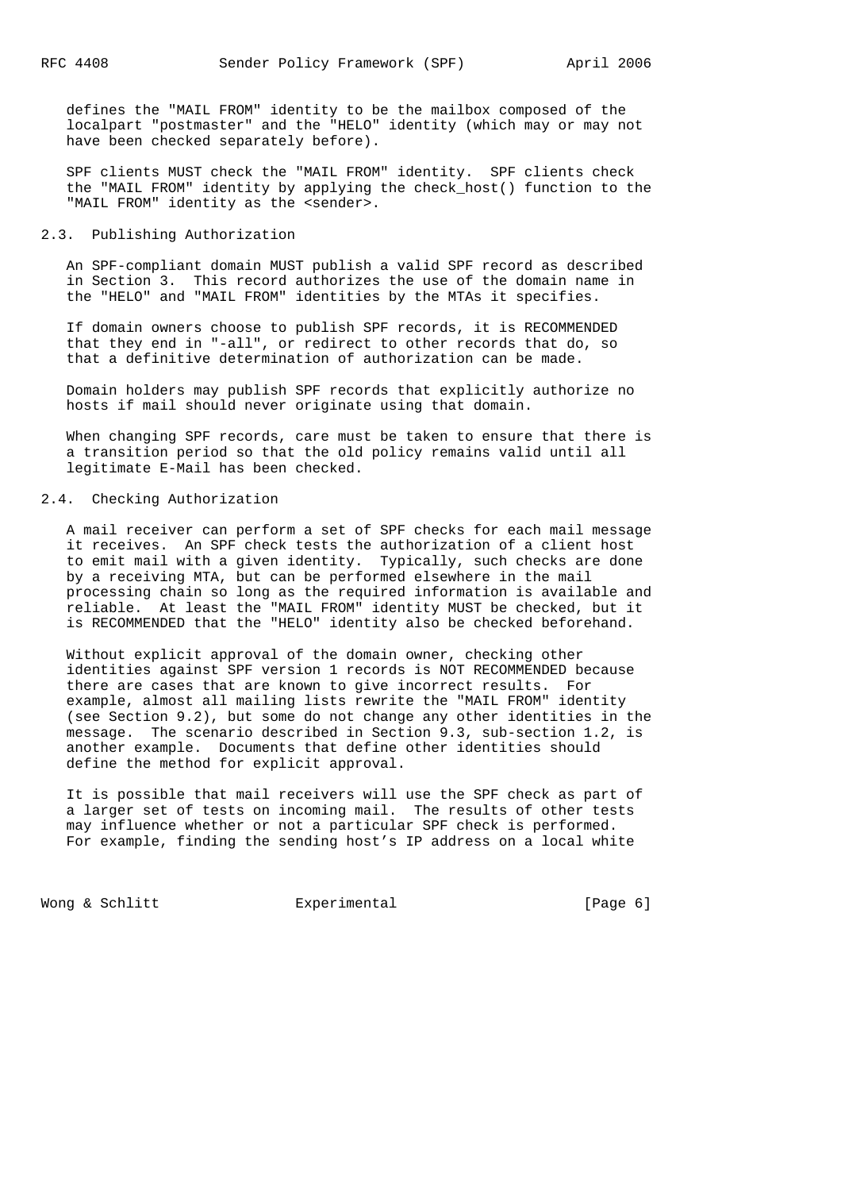defines the "MAIL FROM" identity to be the mailbox composed of the localpart "postmaster" and the "HELO" identity (which may or may not have been checked separately before).

SPF clients MUST check the "MAIL FROM" identity. SPF clients check the "MAIL FROM" identity by applying the check_host() function to the "MAIL FROM" identity as the <sender>.

## 2.3. Publishing Authorization

An SPF-compliant domain MUST publish a valid SPF record as described in Section 3. This record authorizes the use of the domain name in the "HELO" and "MAIL FROM" identities by the MTAs it specifies.

If domain owners choose to publish SPF records, it is RECOMMENDED that they end in "-all", or redirect to other records that do, so that a definitive determination of authorization can be made.

Domain holders may publish SPF records that explicitly authorize no hosts if mail should never originate using that domain.

When changing SPF records, care must be taken to ensure that there is a transition period so that the old policy remains valid until all legitimate E-Mail has been checked.

## 2.4. Checking Authorization

A mail receiver can perform a set of SPF checks for each mail message it receives. An SPF check tests the authorization of a client host to emit mail with a given identity. Typically, such checks are done by a receiving MTA, but can be performed elsewhere in the mail processing chain so long as the required information is available and reliable. At least the "MAIL FROM" identity MUST be checked, but it is RECOMMENDED that the "HELO" identity also be checked beforehand.

Without explicit approval of the domain owner, checking other identities against SPF version 1 records is NOT RECOMMENDED because there are cases that are known to give incorrect results. For example, almost all mailing lists rewrite the "MAIL FROM" identity (see Section 9.2), but some do not change any other identities in the message. The scenario described in Section 9.3, sub-section 1.2, is another example. Documents that define other identities should define the method for explicit approval.

It is possible that mail receivers will use the SPF check as part of a larger set of tests on incoming mail. The results of other tests may influence whether or not a particular SPF check is performed. For example, finding the sending host's IP address on a local white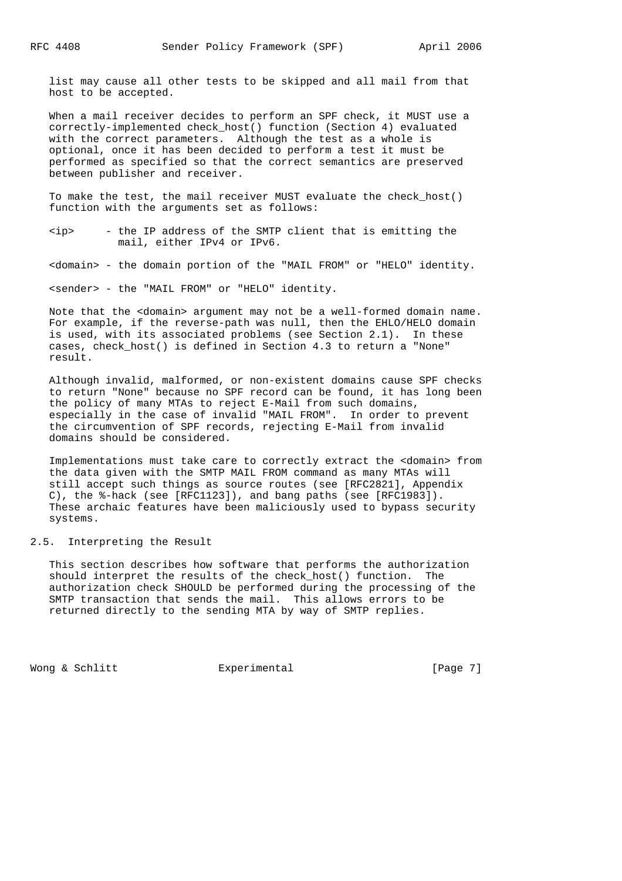list may cause all other tests to be skipped and all mail from that host to be accepted.

When a mail receiver decides to perform an SPF check, it MUST use a correctly-implemented check_host() function (Section 4) evaluated with the correct parameters. Although the test as a whole is optional, once it has been decided to perform a test it must be performed as specified so that the correct semantics are preserved between publisher and receiver.

To make the test, the mail receiver MUST evaluate the check_host() function with the arguments set as follows:

<ip> - the IP address of the SMTP client that is emitting the mail, either IPv4 or IPv6.

<domain> - the domain portion of the "MAIL FROM" or "HELO" identity.

<sender> - the "MAIL FROM" or "HELO" identity.

Note that the <domain> argument may not be a well-formed domain name. For example, if the reverse-path was null, then the EHLO/HELO domain is used, with its associated problems (see Section 2.1). In these cases, check_host() is defined in Section 4.3 to return a "None" result.

Although invalid, malformed, or non-existent domains cause SPF checks to return "None" because no SPF record can be found, it has long been the policy of many MTAs to reject E-Mail from such domains, especially in the case of invalid "MAIL FROM". In order to prevent the circumvention of SPF records, rejecting E-Mail from invalid domains should be considered.

Implementations must take care to correctly extract the <domain> from the data given with the SMTP MAIL FROM command as many MTAs will still accept such things as source routes (see [RFC2821], Appendix C), the %-hack (see [RFC1123]), and bang paths (see [RFC1983]). These archaic features have been maliciously used to bypass security systems.

## 2.5. Interpreting the Result

This section describes how software that performs the authorization should interpret the results of the check_host() function. The authorization check SHOULD be performed during the processing of the SMTP transaction that sends the mail. This allows errors to be returned directly to the sending MTA by way of SMTP replies.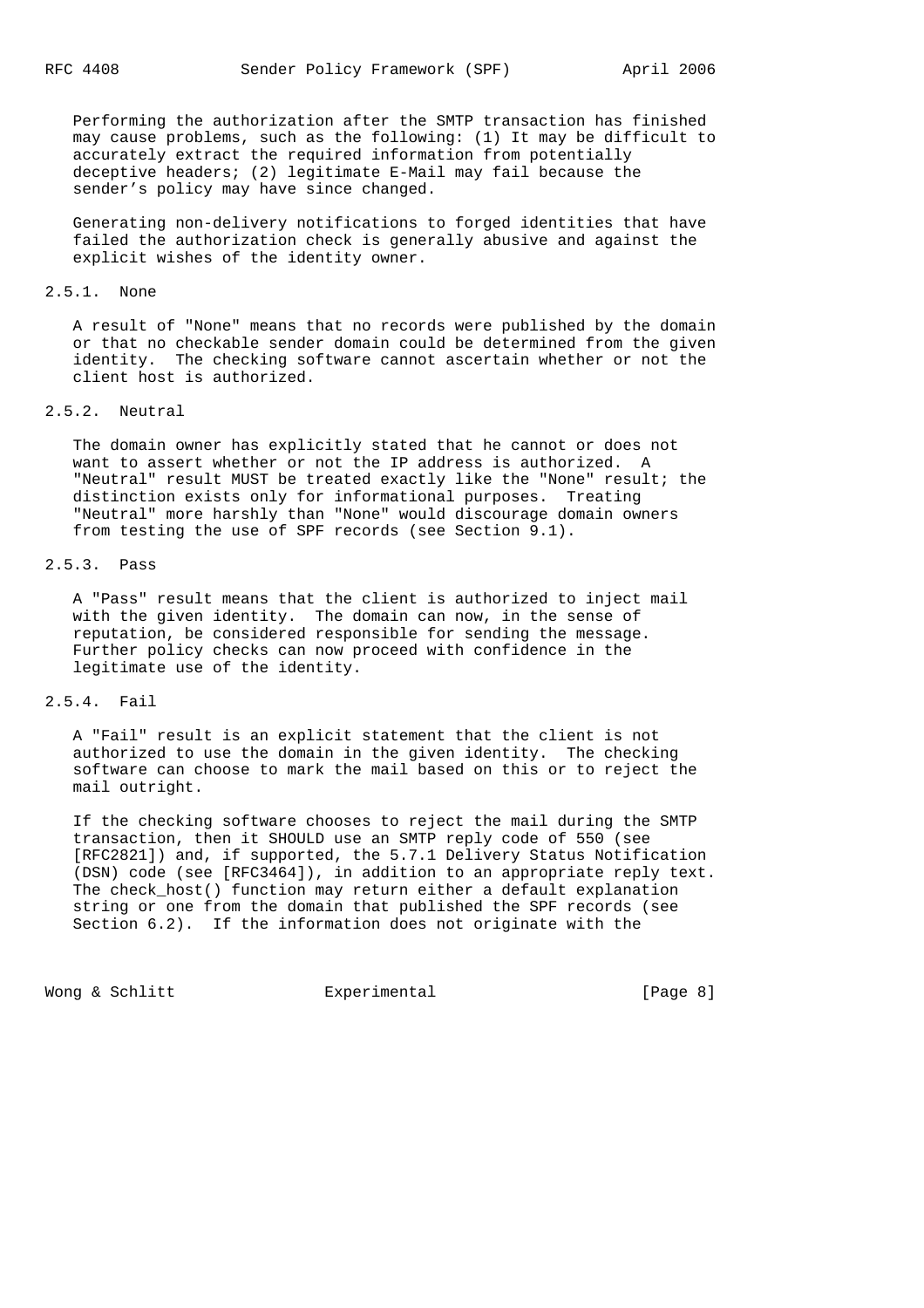Performing the authorization after the SMTP transaction has finished may cause problems, such as the following: (1) It may be difficult to accurately extract the required information from potentially deceptive headers; (2) legitimate E-Mail may fail because the sender's policy may have since changed.

Generating non-delivery notifications to forged identities that have failed the authorization check is generally abusive and against the explicit wishes of the identity owner.

### 2.5.1. None

A result of "None" means that no records were published by the domain or that no checkable sender domain could be determined from the given identity. The checking software cannot ascertain whether or not the client host is authorized.

### 2.5.2. Neutral

The domain owner has explicitly stated that he cannot or does not want to assert whether or not the IP address is authorized. A "Neutral" result MUST be treated exactly like the "None" result; the distinction exists only for informational purposes. Treating "Neutral" more harshly than "None" would discourage domain owners from testing the use of SPF records (see Section 9.1).

### 2.5.3. Pass

A "Pass" result means that the client is authorized to inject mail with the given identity. The domain can now, in the sense of reputation, be considered responsible for sending the message. Further policy checks can now proceed with confidence in the legitimate use of the identity.

### 2.5.4. Fail

A "Fail" result is an explicit statement that the client is not authorized to use the domain in the given identity. The checking software can choose to mark the mail based on this or to reject the mail outright.

If the checking software chooses to reject the mail during the SMTP transaction, then it SHOULD use an SMTP reply code of 550 (see [RFC2821]) and, if supported, the 5.7.1 Delivery Status Notification (DSN) code (see [RFC3464]), in addition to an appropriate reply text. The check_host() function may return either a default explanation string or one from the domain that published the SPF records (see Section 6.2). If the information does not originate with the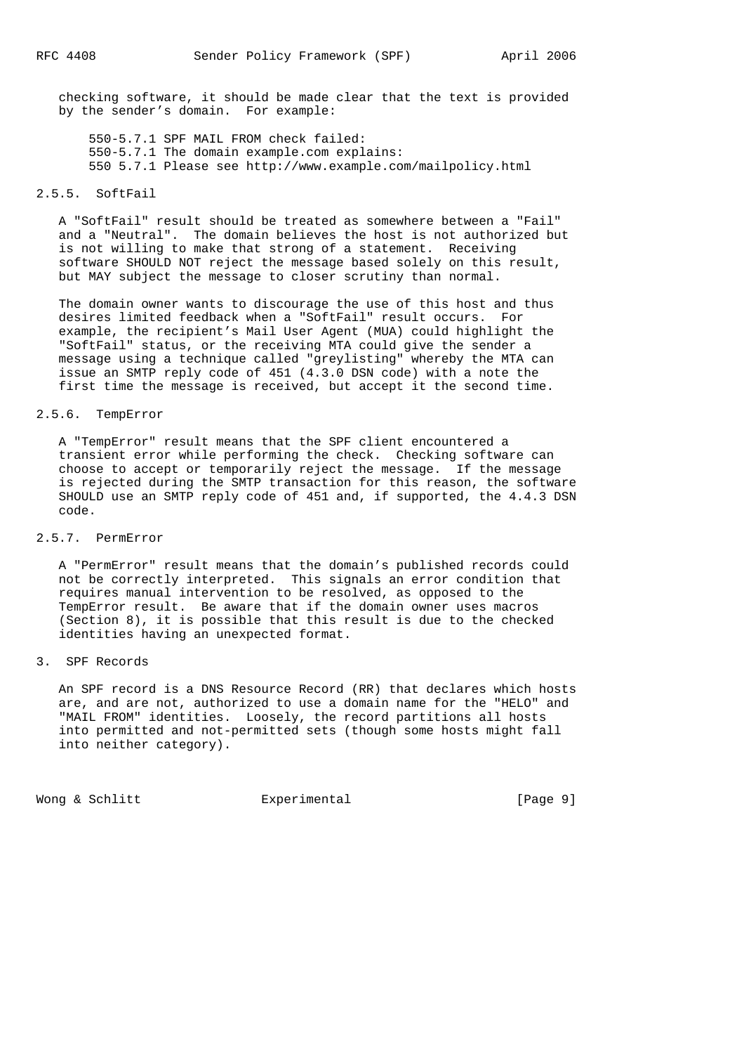checking software, it should be made clear that the text is provided by the sender's domain. For example:

```
550-5.7.1 SPF MAIL FROM check failed:
550-5.7.1 The domain example.com explains:
550 5.7.1 Please see http://www.example.com/mailpolicy.html
```

### 2.5.5. SoftFail

A "SoftFail" result should be treated as somewhere between a "Fail" and a "Neutral". The domain believes the host is not authorized but is not willing to make that strong of a statement. Receiving software SHOULD NOT reject the message based solely on this result, but MAY subject the message to closer scrutiny than normal.

The domain owner wants to discourage the use of this host and thus desires limited feedback when a "SoftFail" result occurs. For example, the recipient's Mail User Agent (MUA) could highlight the "SoftFail" status, or the receiving MTA could give the sender a message using a technique called "greylisting" whereby the MTA can issue an SMTP reply code of 451 (4.3.0 DSN code) with a note the first time the message is received, but accept it the second time.

### 2.5.6. TempError

A "TempError" result means that the SPF client encountered a transient error while performing the check. Checking software can choose to accept or temporarily reject the message. If the message is rejected during the SMTP transaction for this reason, the software SHOULD use an SMTP reply code of 451 and, if supported, the 4.4.3 DSN code.

### 2.5.7. PermError

A "PermError" result means that the domain's published records could not be correctly interpreted. This signals an error condition that requires manual intervention to be resolved, as opposed to the TempError result. Be aware that if the domain owner uses macros (Section 8), it is possible that this result is due to the checked identities having an unexpected format.

## 3. SPF Records

An SPF record is a DNS Resource Record (RR) that declares which hosts are, and are not, authorized to use a domain name for the "HELO" and "MAIL FROM" identities. Loosely, the record partitions all hosts into permitted and not-permitted sets (though some hosts might fall into neither category).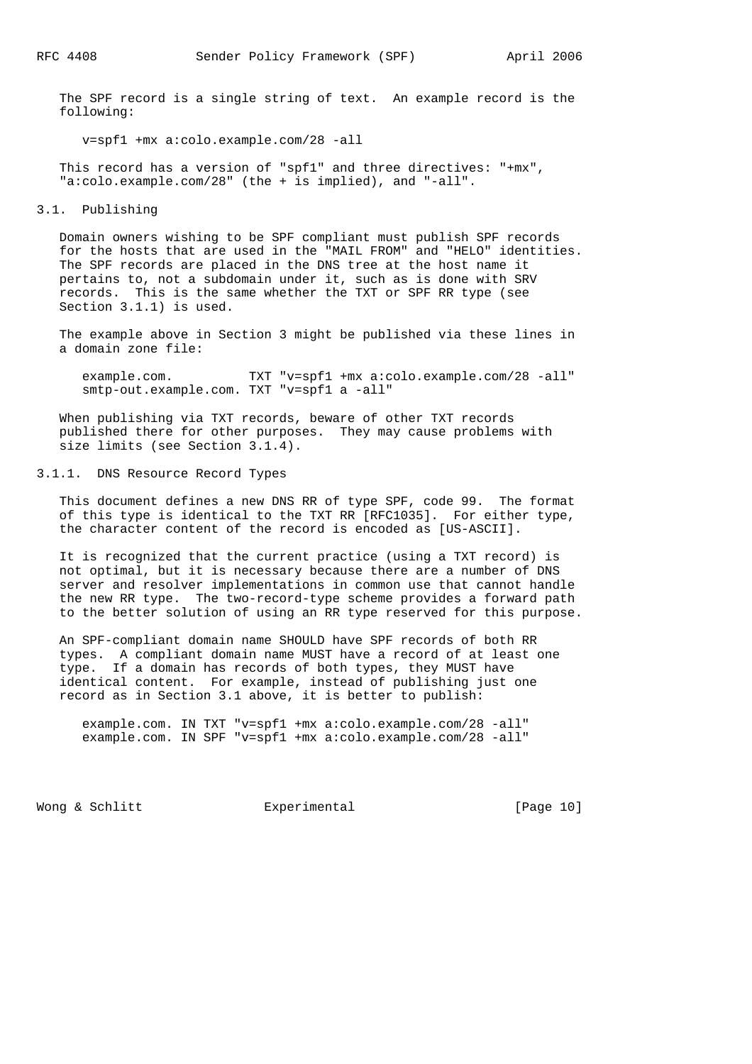The SPF record is a single string of text. An example record is the following:

```
v=spf1 +mx a:colo.example.com/28 -all
```

This record has a version of "spf1" and three directives: "+mx", "a:colo.example.com/28" (the + is implied), and "-all".

## 3.1. Publishing

Domain owners wishing to be SPF compliant must publish SPF records for the hosts that are used in the "MAIL FROM" and "HELO" identities. The SPF records are placed in the DNS tree at the host name it pertains to, not a subdomain under it, such as is done with SRV records. This is the same whether the TXT or SPF RR type (see Section 3.1.1) is used.

The example above in Section 3 might be published via these lines in a domain zone file:

```
example.com.          TXT "v=spf1 +mx a:colo.example.com/28 -all"
smtp-out.example.com. TXT "v=spf1 a -all"
```

When publishing via TXT records, beware of other TXT records published there for other purposes. They may cause problems with size limits (see Section 3.1.4).

### 3.1.1. DNS Resource Record Types

This document defines a new DNS RR of type SPF, code 99. The format of this type is identical to the TXT RR [RFC1035]. For either type, the character content of the record is encoded as [US-ASCII].

It is recognized that the current practice (using a TXT record) is not optimal, but it is necessary because there are a number of DNS server and resolver implementations in common use that cannot handle the new RR type. The two-record-type scheme provides a forward path to the better solution of using an RR type reserved for this purpose.

An SPF-compliant domain name SHOULD have SPF records of both RR types. A compliant domain name MUST have a record of at least one type. If a domain has records of both types, they MUST have identical content. For example, instead of publishing just one record as in Section 3.1 above, it is better to publish:

```
example.com. IN TXT "v=spf1 +mx a:colo.example.com/28 -all"
example.com. IN SPF "v=spf1 +mx a:colo.example.com/28 -all"
```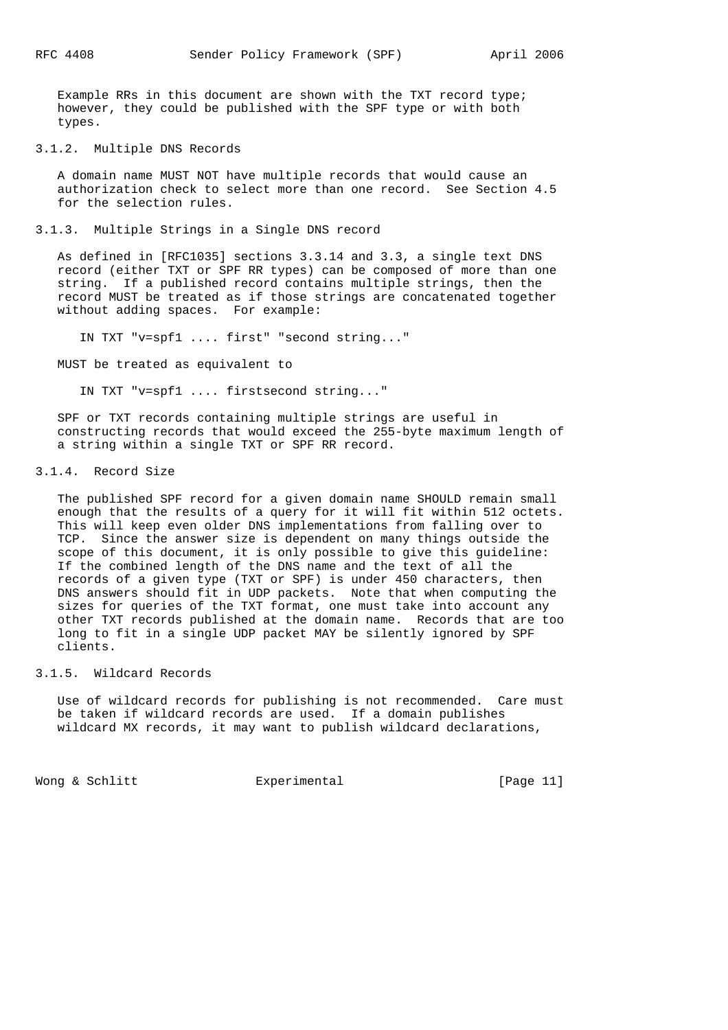Example RRs in this document are shown with the TXT record type; however, they could be published with the SPF type or with both types.

### 3.1.2. Multiple DNS Records

A domain name MUST NOT have multiple records that would cause an authorization check to select more than one record. See Section 4.5 for the selection rules.

### 3.1.3. Multiple Strings in a Single DNS record

As defined in [RFC1035] sections 3.3.14 and 3.3, a single text DNS record (either TXT or SPF RR types) can be composed of more than one string. If a published record contains multiple strings, then the record MUST be treated as if those strings are concatenated together without adding spaces. For example:

```
IN TXT "v=spf1 .... first" "second string..."
```

MUST be treated as equivalent to

```
IN TXT "v=spf1 .... firstsecond string..."
```

SPF or TXT records containing multiple strings are useful in constructing records that would exceed the 255-byte maximum length of a string within a single TXT or SPF RR record.

### 3.1.4. Record Size

The published SPF record for a given domain name SHOULD remain small enough that the results of a query for it will fit within 512 octets. This will keep even older DNS implementations from falling over to TCP. Since the answer size is dependent on many things outside the scope of this document, it is only possible to give this guideline: If the combined length of the DNS name and the text of all the records of a given type (TXT or SPF) is under 450 characters, then DNS answers should fit in UDP packets. Note that when computing the sizes for queries of the TXT format, one must take into account any other TXT records published at the domain name. Records that are too long to fit in a single UDP packet MAY be silently ignored by SPF clients.

### 3.1.5. Wildcard Records

Use of wildcard records for publishing is not recommended. Care must be taken if wildcard records are used. If a domain publishes wildcard MX records, it may want to publish wildcard declarations,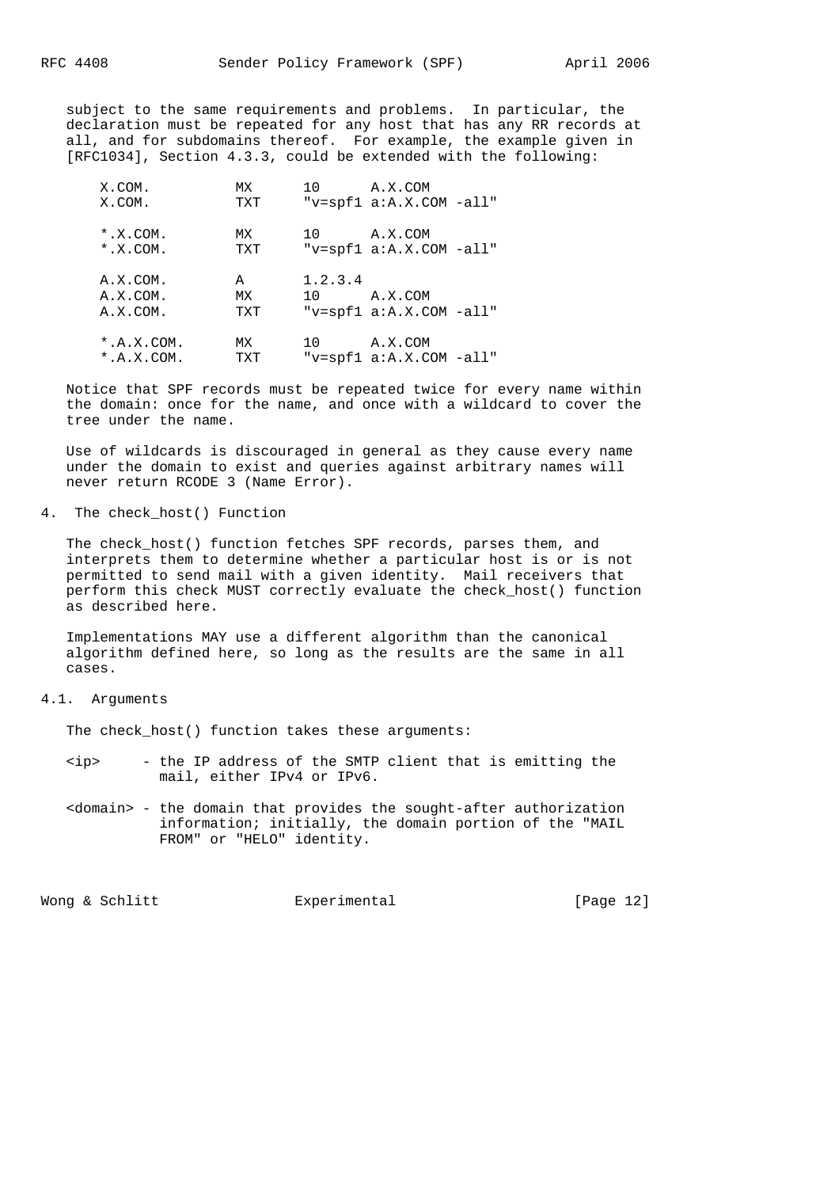subject to the same requirements and problems. In particular, the declaration must be repeated for any host that has any RR records at all, and for subdomains thereof. For example, the example given in [RFC1034], Section 4.3.3, could be extended with the following:

```
X.COM.          MX      10      A.X.COM
X.COM.          TXT     "v=spf1 a:A.X.COM -all"

*.X.COM.        MX      10      A.X.COM
*.X.COM.        TXT     "v=spf1 a:A.X.COM -all"

A.X.COM.        A       1.2.3.4
A.X.COM.        MX      10      A.X.COM
A.X.COM.        TXT     "v=spf1 a:A.X.COM -all"

*.A.X.COM.      MX      10      A.X.COM
*.A.X.COM.      TXT     "v=spf1 a:A.X.COM -all"
```

Notice that SPF records must be repeated twice for every name within the domain: once for the name, and once with a wildcard to cover the tree under the name.

Use of wildcards is discouraged in general as they cause every name under the domain to exist and queries against arbitrary names will never return RCODE 3 (Name Error).

## 4. The check_host() Function

The check_host() function fetches SPF records, parses them, and interprets them to determine whether a particular host is or is not permitted to send mail with a given identity. Mail receivers that perform this check MUST correctly evaluate the check_host() function as described here.

Implementations MAY use a different algorithm than the canonical algorithm defined here, so long as the results are the same in all cases.

### 4.1. Arguments

The check_host() function takes these arguments:

<ip> - the IP address of the SMTP client that is emitting the mail, either IPv4 or IPv6.

<domain> - the domain that provides the sought-after authorization information; initially, the domain portion of the "MAIL FROM" or "HELO" identity.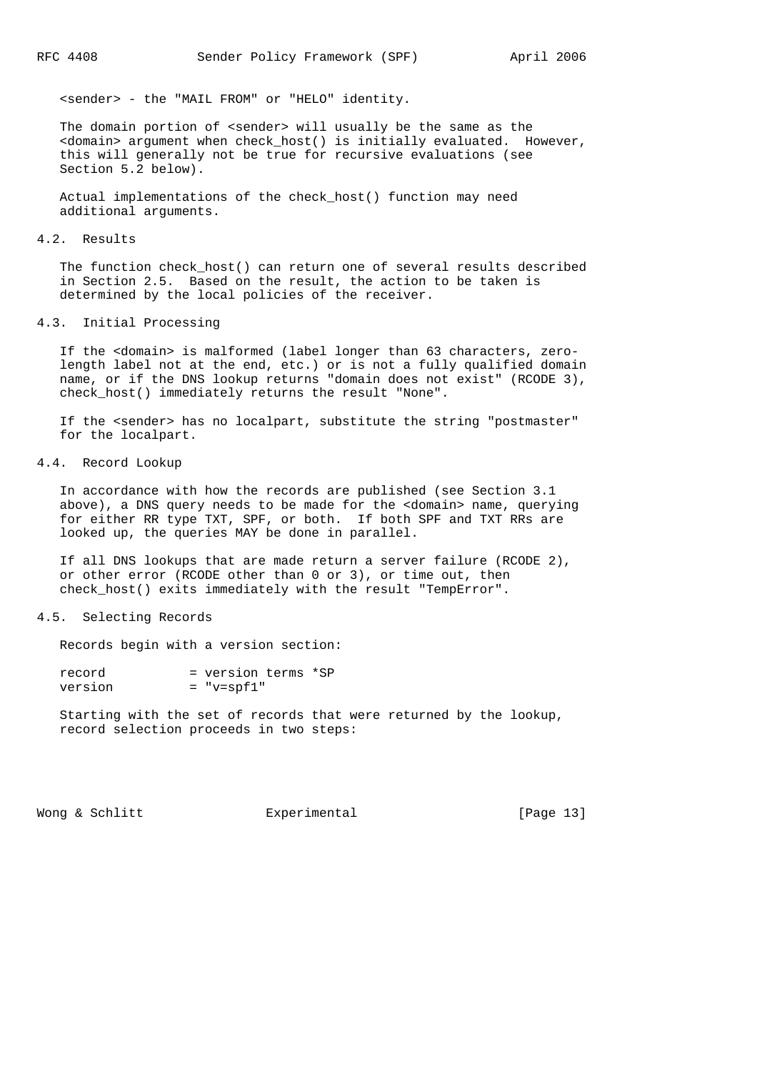<sender> - the "MAIL FROM" or "HELO" identity.

The domain portion of <sender> will usually be the same as the <domain> argument when check_host() is initially evaluated. However, this will generally not be true for recursive evaluations (see Section 5.2 below).

Actual implementations of the check_host() function may need additional arguments.

## 4.2. Results

The function check_host() can return one of several results described in Section 2.5. Based on the result, the action to be taken is determined by the local policies of the receiver.

## 4.3. Initial Processing

If the <domain> is malformed (label longer than 63 characters, zero-length label not at the end, etc.) or is not a fully qualified domain name, or if the DNS lookup returns "domain does not exist" (RCODE 3), check_host() immediately returns the result "None".

If the <sender> has no localpart, substitute the string "postmaster" for the localpart.

## 4.4. Record Lookup

In accordance with how the records are published (see Section 3.1 above), a DNS query needs to be made for the <domain> name, querying for either RR type TXT, SPF, or both. If both SPF and TXT RRs are looked up, the queries MAY be done in parallel.

If all DNS lookups that are made return a server failure (RCODE 2), or other error (RCODE other than 0 or 3), or time out, then check_host() exits immediately with the result "TempError".

## 4.5. Selecting Records

Records begin with a version section:

```
record           = version terms *SP
version          = "v=spf1"
```

Starting with the set of records that were returned by the lookup, record selection proceeds in two steps: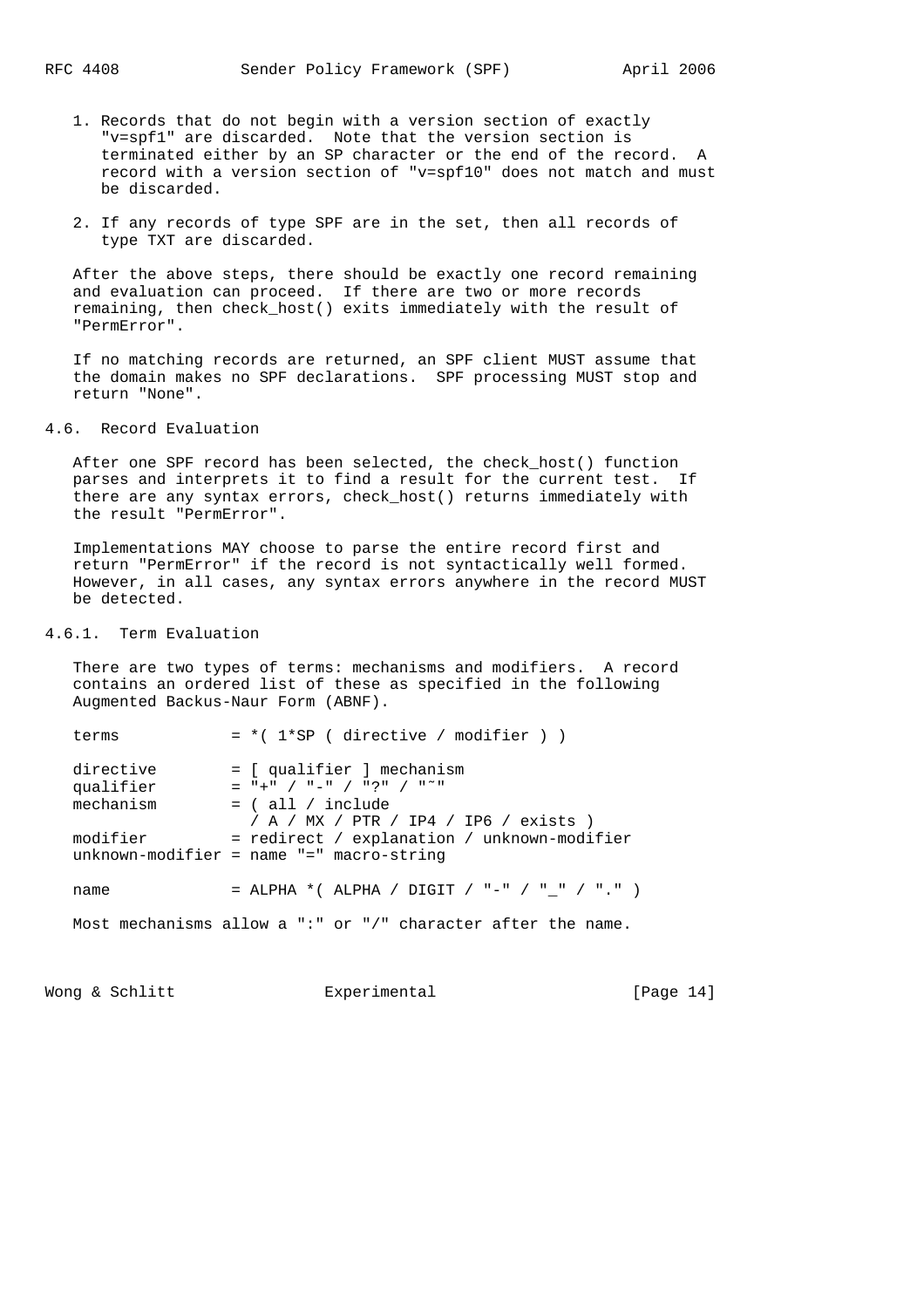1. Records that do not begin with a version section of exactly "v=spf1" are discarded. Note that the version section is terminated either by an SP character or the end of the record. A record with a version section of "v=spf10" does not match and must be discarded.

2. If any records of type SPF are in the set, then all records of type TXT are discarded.

After the above steps, there should be exactly one record remaining and evaluation can proceed. If there are two or more records remaining, then check_host() exits immediately with the result of "PermError".

If no matching records are returned, an SPF client MUST assume that the domain makes no SPF declarations. SPF processing MUST stop and return "None".

### 4.6. Record Evaluation

After one SPF record has been selected, the check_host() function parses and interprets it to find a result for the current test. If there are any syntax errors, check_host() returns immediately with the result "PermError".

Implementations MAY choose to parse the entire record first and return "PermError" if the record is not syntactically well formed. However, in all cases, any syntax errors anywhere in the record MUST be detected.

#### 4.6.1. Term Evaluation

There are two types of terms: mechanisms and modifiers. A record contains an ordered list of these as specified in the following Augmented Backus-Naur Form (ABNF).

```
terms            = *( 1*SP ( directive / modifier ) )

directive        = [ qualifier ] mechanism
qualifier        = "+" / "-" / "?" / "~"
mechanism        = ( all / include
                   / A / MX / PTR / IP4 / IP6 / exists )
modifier         = redirect / explanation / unknown-modifier
unknown-modifier = name "=" macro-string

name             = ALPHA *( ALPHA / DIGIT / "-" / "_" / "." )
```

Most mechanisms allow a ":" or "/" character after the name.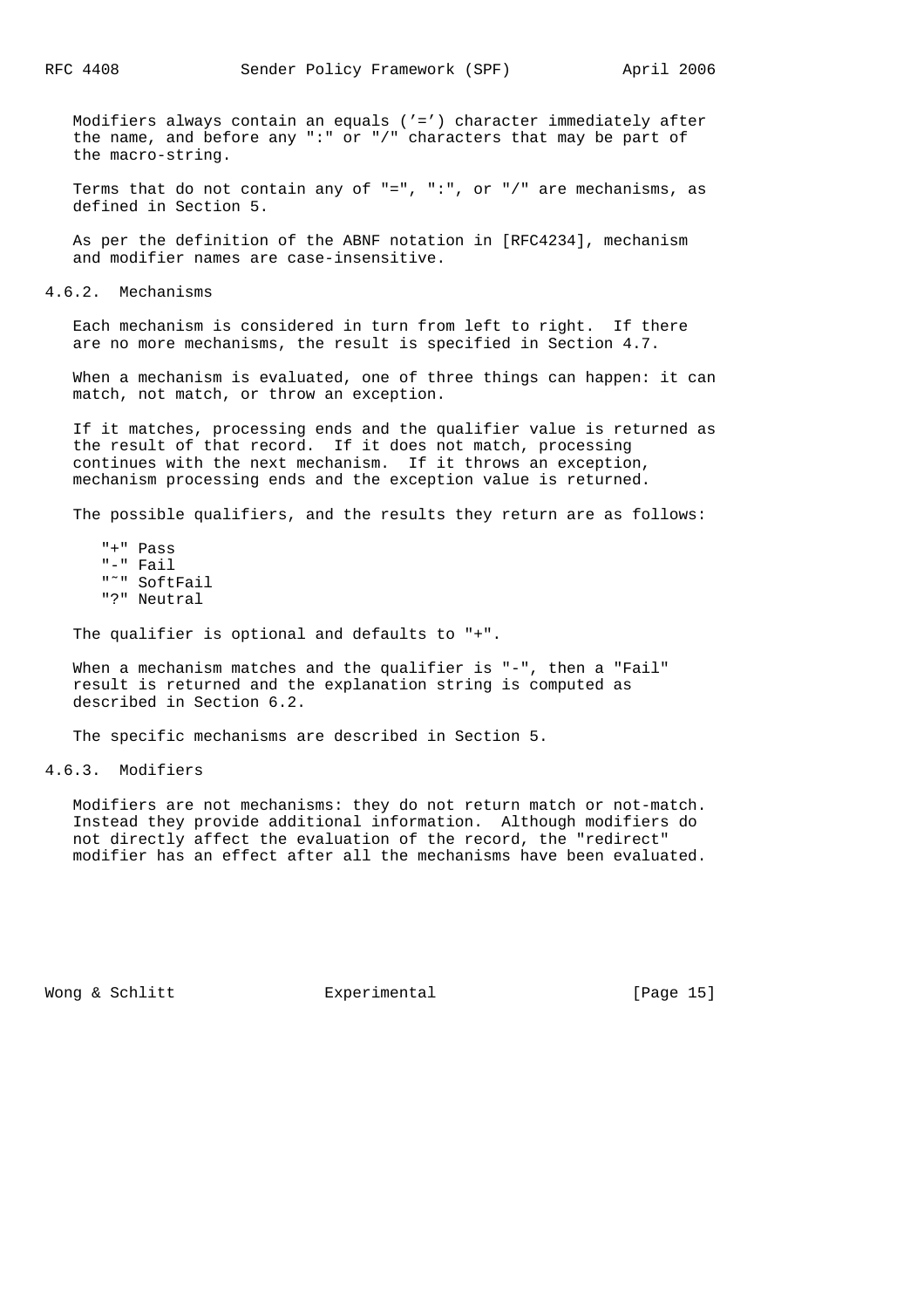Modifiers always contain an equals ('=') character immediately after the name, and before any ":" or "/" characters that may be part of the macro-string.

Terms that do not contain any of "=", ":", or "/" are mechanisms, as defined in Section 5.

As per the definition of the ABNF notation in [RFC4234], mechanism and modifier names are case-insensitive.

### 4.6.2. Mechanisms

Each mechanism is considered in turn from left to right. If there are no more mechanisms, the result is specified in Section 4.7.

When a mechanism is evaluated, one of three things can happen: it can match, not match, or throw an exception.

If it matches, processing ends and the qualifier value is returned as the result of that record. If it does not match, processing continues with the next mechanism. If it throws an exception, mechanism processing ends and the exception value is returned.

The possible qualifiers, and the results they return are as follows:

```
"+" Pass
"-" Fail
"~" SoftFail
"?" Neutral
```

The qualifier is optional and defaults to "+".

When a mechanism matches and the qualifier is "-", then a "Fail" result is returned and the explanation string is computed as described in Section 6.2.

The specific mechanisms are described in Section 5.

### 4.6.3. Modifiers

Modifiers are not mechanisms: they do not return match or not-match. Instead they provide additional information. Although modifiers do not directly affect the evaluation of the record, the "redirect" modifier has an effect after all the mechanisms have been evaluated.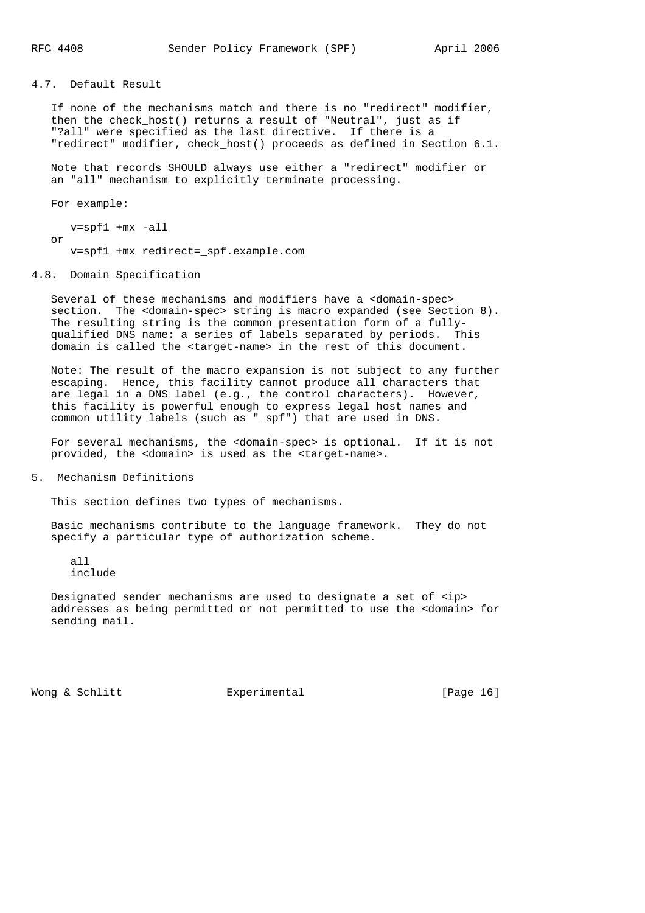### 4.7. Default Result

If none of the mechanisms match and there is no "redirect" modifier, then the check_host() returns a result of "Neutral", just as if "?all" were specified as the last directive. If there is a "redirect" modifier, check_host() proceeds as defined in Section 6.1.

Note that records SHOULD always use either a "redirect" modifier or an "all" mechanism to explicitly terminate processing.

For example:

```
v=spf1 +mx -all
```

or

```
v=spf1 +mx redirect=_spf.example.com
```

### 4.8. Domain Specification

Several of these mechanisms and modifiers have a <domain-spec> section. The <domain-spec> string is macro expanded (see Section 8). The resulting string is the common presentation form of a fully-qualified DNS name: a series of labels separated by periods. This domain is called the <target-name> in the rest of this document.

Note: The result of the macro expansion is not subject to any further escaping. Hence, this facility cannot produce all characters that are legal in a DNS label (e.g., the control characters). However, this facility is powerful enough to express legal host names and common utility labels (such as "_spf") that are used in DNS.

For several mechanisms, the <domain-spec> is optional. If it is not provided, the <domain> is used as the <target-name>.

## 5. Mechanism Definitions

This section defines two types of mechanisms.

Basic mechanisms contribute to the language framework. They do not specify a particular type of authorization scheme.

```
all
include
```

Designated sender mechanisms are used to designate a set of <ip> addresses as being permitted or not permitted to use the <domain> for sending mail.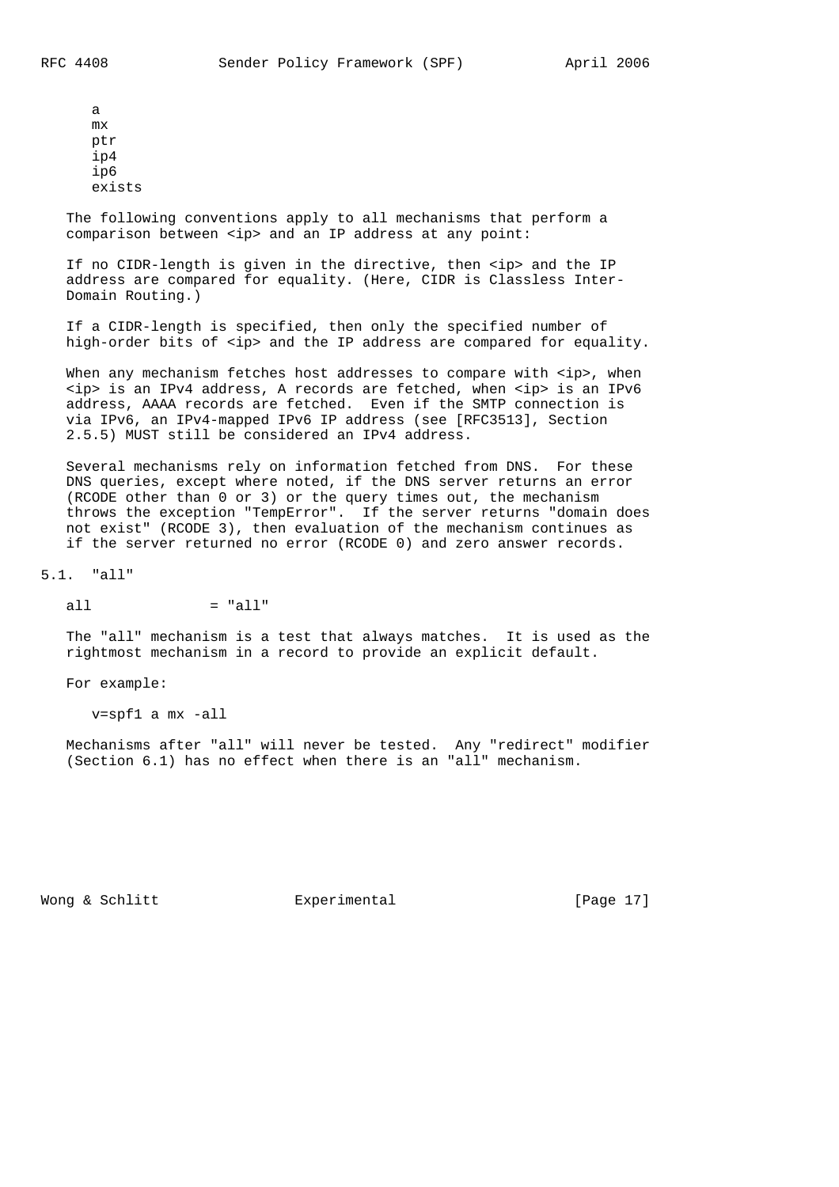```
a
mx
ptr
ip4
ip6
exists
```

The following conventions apply to all mechanisms that perform a comparison between <ip> and an IP address at any point:

If no CIDR-length is given in the directive, then <ip> and the IP address are compared for equality. (Here, CIDR is Classless Inter-Domain Routing.)

If a CIDR-length is specified, then only the specified number of high-order bits of <ip> and the IP address are compared for equality.

When any mechanism fetches host addresses to compare with <ip>, when <ip> is an IPv4 address, A records are fetched, when <ip> is an IPv6 address, AAAA records are fetched. Even if the SMTP connection is via IPv6, an IPv4-mapped IPv6 IP address (see [RFC3513], Section 2.5.5) MUST still be considered an IPv4 address.

Several mechanisms rely on information fetched from DNS. For these DNS queries, except where noted, if the DNS server returns an error (RCODE other than 0 or 3) or the query times out, the mechanism throws the exception "TempError". If the server returns "domain does not exist" (RCODE 3), then evaluation of the mechanism continues as if the server returned no error (RCODE 0) and zero answer records.

## 5.1. "all"

```
all              = "all"
```

The "all" mechanism is a test that always matches. It is used as the rightmost mechanism in a record to provide an explicit default.

For example:

```
v=spf1 a mx -all
```

Mechanisms after "all" will never be tested. Any "redirect" modifier (Section 6.1) has no effect when there is an "all" mechanism.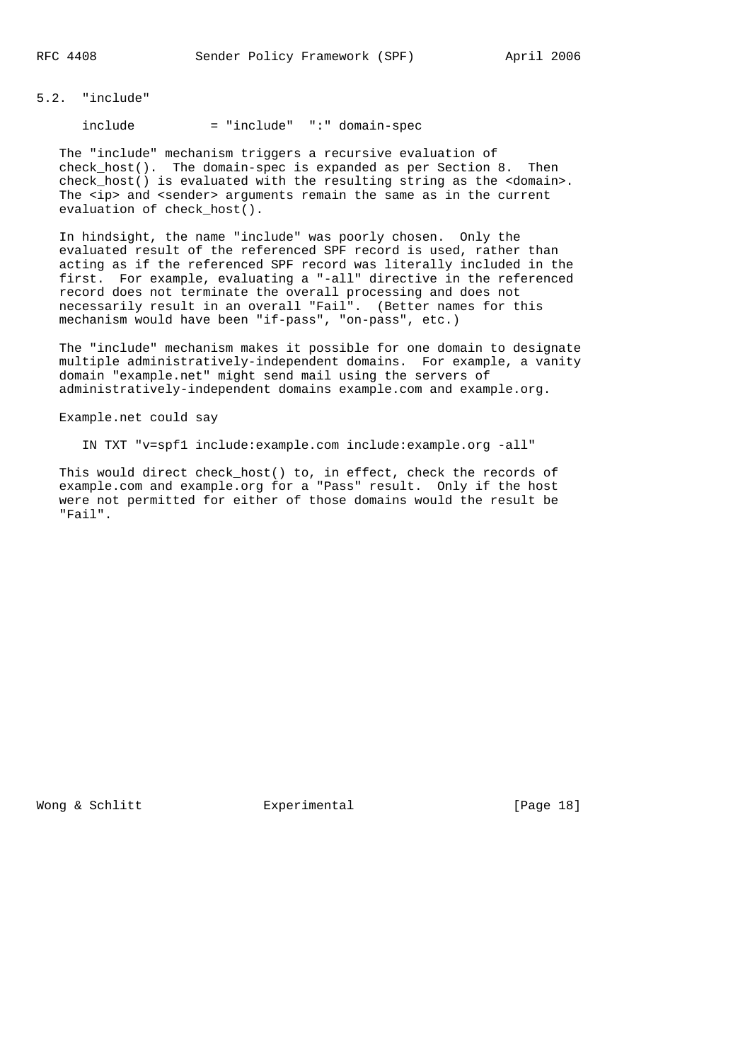## 5.2. "include"

```
include          = "include"  ":" domain-spec
```

The "include" mechanism triggers a recursive evaluation of check_host(). The domain-spec is expanded as per Section 8. Then check_host() is evaluated with the resulting string as the <domain>. The <ip> and <sender> arguments remain the same as in the current evaluation of check_host().

In hindsight, the name "include" was poorly chosen. Only the evaluated result of the referenced SPF record is used, rather than acting as if the referenced SPF record was literally included in the first. For example, evaluating a "-all" directive in the referenced record does not terminate the overall processing and does not necessarily result in an overall "Fail". (Better names for this mechanism would have been "if-pass", "on-pass", etc.)

The "include" mechanism makes it possible for one domain to designate multiple administratively-independent domains. For example, a vanity domain "example.net" might send mail using the servers of administratively-independent domains example.com and example.org.

Example.net could say

```
IN TXT "v=spf1 include:example.com include:example.org -all"
```

This would direct check_host() to, in effect, check the records of example.com and example.org for a "Pass" result. Only if the host were not permitted for either of those domains would the result be "Fail".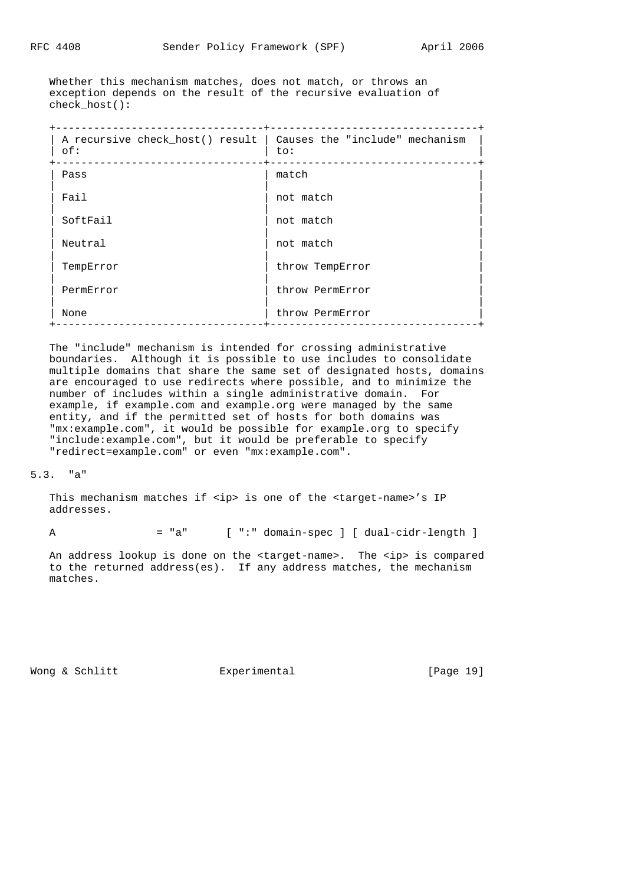Whether this mechanism matches, does not match, or throws an exception depends on the result of the recursive evaluation of check_host():

| A recursive check_host() result of: | Causes the "include" mechanism to: |
| --- | --- |
| Pass | match |
| Fail | not match |
| SoftFail | not match |
| Neutral | not match |
| TempError | throw TempError |
| PermError | throw PermError |
| None | throw PermError |

The "include" mechanism is intended for crossing administrative boundaries. Although it is possible to use includes to consolidate multiple domains that share the same set of designated hosts, domains are encouraged to use redirects where possible, and to minimize the number of includes within a single administrative domain. For example, if example.com and example.org were managed by the same entity, and if the permitted set of hosts for both domains was "mx:example.com", it would be possible for example.org to specify "include:example.com", but it would be preferable to specify "redirect=example.com" or even "mx:example.com".

## 5.3. "a"

This mechanism matches if <ip> is one of the <target-name>'s IP addresses.

```
A                = "a"      [ ":" domain-spec ] [ dual-cidr-length ]
```

An address lookup is done on the <target-name>. The <ip> is compared to the returned address(es). If any address matches, the mechanism matches.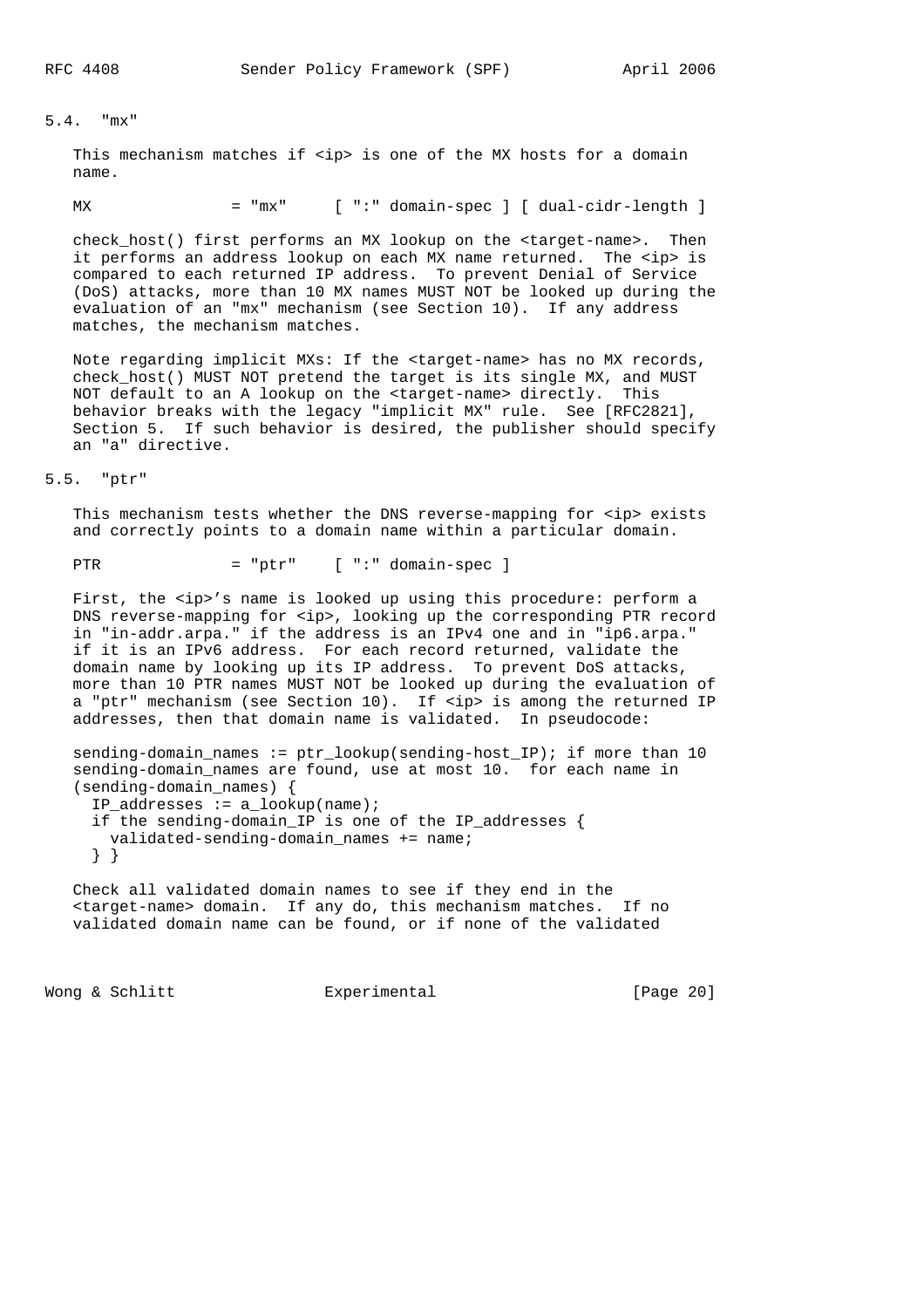### 5.4. "mx"

This mechanism matches if <ip> is one of the MX hosts for a domain name.

```
MX               = "mx"     [ ":" domain-spec ] [ dual-cidr-length ]
```

check_host() first performs an MX lookup on the <target-name>. Then it performs an address lookup on each MX name returned. The <ip> is compared to each returned IP address. To prevent Denial of Service (DoS) attacks, more than 10 MX names MUST NOT be looked up during the evaluation of an "mx" mechanism (see Section 10). If any address matches, the mechanism matches.

Note regarding implicit MXs: If the <target-name> has no MX records, check_host() MUST NOT pretend the target is its single MX, and MUST NOT default to an A lookup on the <target-name> directly. This behavior breaks with the legacy "implicit MX" rule. See [RFC2821], Section 5. If such behavior is desired, the publisher should specify an "a" directive.

### 5.5. "ptr"

This mechanism tests whether the DNS reverse-mapping for <ip> exists and correctly points to a domain name within a particular domain.

```
PTR              = "ptr"    [ ":" domain-spec ]
```

First, the <ip>'s name is looked up using this procedure: perform a DNS reverse-mapping for <ip>, looking up the corresponding PTR record in "in-addr.arpa." if the address is an IPv4 one and in "ip6.arpa." if it is an IPv6 address. For each record returned, validate the domain name by looking up its IP address. To prevent DoS attacks, more than 10 PTR names MUST NOT be looked up during the evaluation of a "ptr" mechanism (see Section 10). If <ip> is among the returned IP addresses, then that domain name is validated. In pseudocode:

```
sending-domain_names := ptr_lookup(sending-host_IP); if more than 10
sending-domain_names are found, use at most 10.  for each name in
(sending-domain_names) {
  IP_addresses := a_lookup(name);
  if the sending-domain_IP is one of the IP_addresses {
    validated-sending-domain_names += name;
  } }
```

Check all validated domain names to see if they end in the <target-name> domain. If any do, this mechanism matches. If no validated domain name can be found, or if none of the validated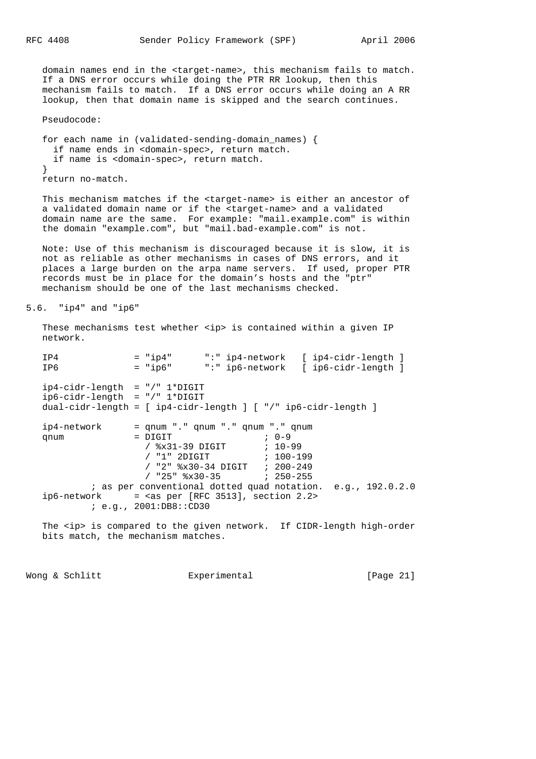domain names end in the <target-name>, this mechanism fails to match. If a DNS error occurs while doing the PTR RR lookup, then this mechanism fails to match. If a DNS error occurs while doing an A RR lookup, then that domain name is skipped and the search continues.

Pseudocode:

```
for each name in (validated-sending-domain_names) {
  if name ends in <domain-spec>, return match.
  if name is <domain-spec>, return match.
}
return no-match.
```

This mechanism matches if the <target-name> is either an ancestor of a validated domain name or if the <target-name> and a validated domain name are the same. For example: "mail.example.com" is within the domain "example.com", but "mail.bad-example.com" is not.

Note: Use of this mechanism is discouraged because it is slow, it is not as reliable as other mechanisms in cases of DNS errors, and it places a large burden on the arpa name servers. If used, proper PTR records must be in place for the domain's hosts and the "ptr" mechanism should be one of the last mechanisms checked.

## 5.6. "ip4" and "ip6"

These mechanisms test whether <ip> is contained within a given IP network.

```
IP4              = "ip4"      ":" ip4-network   [ ip4-cidr-length ]
IP6              = "ip6"      ":" ip6-network   [ ip6-cidr-length ]

ip4-cidr-length  = "/" 1*DIGIT
ip6-cidr-length  = "/" 1*DIGIT
dual-cidr-length = [ ip4-cidr-length ] [ "/" ip6-cidr-length ]

ip4-network      = qnum "." qnum "." qnum "." qnum
qnum             = DIGIT                 ; 0-9
                   / %x31-39 DIGIT       ; 10-99
                   / "1" 2DIGIT          ; 100-199
                   / "2" %x30-34 DIGIT   ; 200-249
                   / "25" %x30-35        ; 250-255
         ; as per conventional dotted quad notation.  e.g., 192.0.2.0
ip6-network      = <as per [RFC 3513], section 2.2>
         ; e.g., 2001:DB8::CD30
```

The <ip> is compared to the given network. If CIDR-length high-order bits match, the mechanism matches.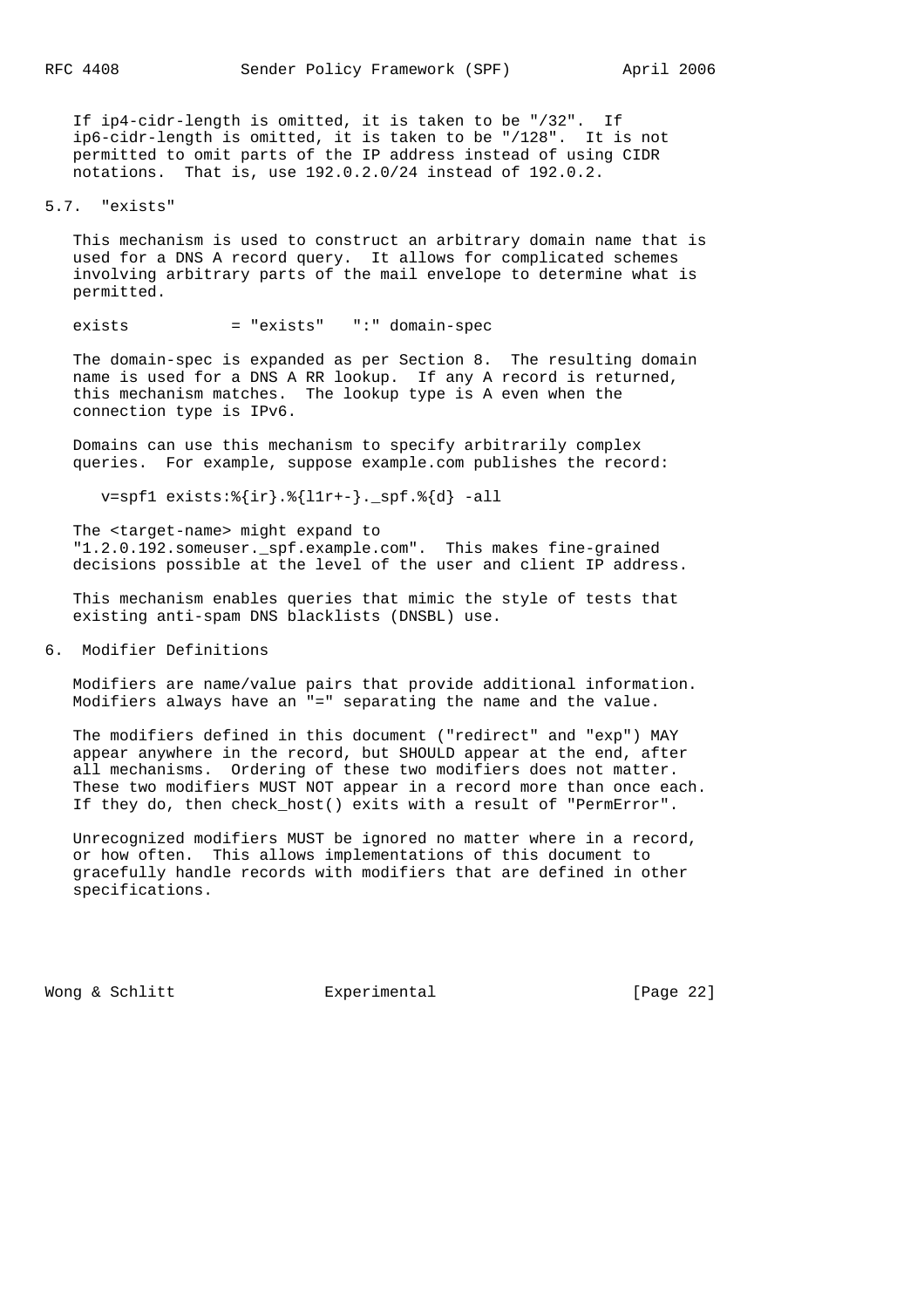If ip4-cidr-length is omitted, it is taken to be "/32". If ip6-cidr-length is omitted, it is taken to be "/128". It is not permitted to omit parts of the IP address instead of using CIDR notations. That is, use 192.0.2.0/24 instead of 192.0.2.

## 5.7. "exists"

This mechanism is used to construct an arbitrary domain name that is used for a DNS A record query. It allows for complicated schemes involving arbitrary parts of the mail envelope to determine what is permitted.

```
exists           = "exists"   ":" domain-spec
```

The domain-spec is expanded as per Section 8. The resulting domain name is used for a DNS A RR lookup. If any A record is returned, this mechanism matches. The lookup type is A even when the connection type is IPv6.

Domains can use this mechanism to specify arbitrarily complex queries. For example, suppose example.com publishes the record:

```
v=spf1 exists:%{ir}.%{l1r+-}._spf.%{d} -all
```

The <target-name> might expand to "1.2.0.192.someuser._spf.example.com". This makes fine-grained decisions possible at the level of the user and client IP address.

This mechanism enables queries that mimic the style of tests that existing anti-spam DNS blacklists (DNSBL) use.

# 6. Modifier Definitions

Modifiers are name/value pairs that provide additional information. Modifiers always have an "=" separating the name and the value.

The modifiers defined in this document ("redirect" and "exp") MAY appear anywhere in the record, but SHOULD appear at the end, after all mechanisms. Ordering of these two modifiers does not matter. These two modifiers MUST NOT appear in a record more than once each. If they do, then check_host() exits with a result of "PermError".

Unrecognized modifiers MUST be ignored no matter where in a record, or how often. This allows implementations of this document to gracefully handle records with modifiers that are defined in other specifications.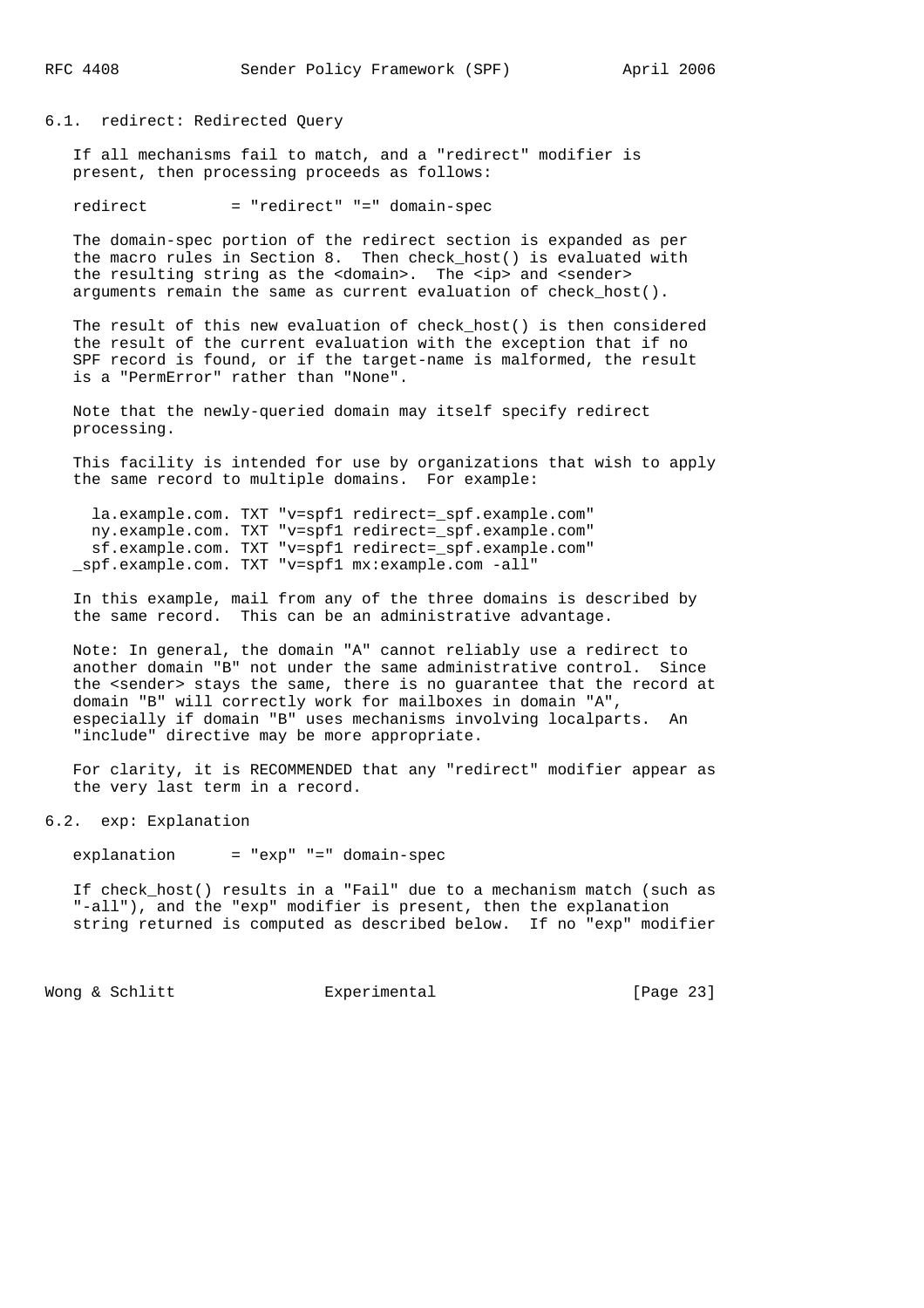### 6.1. redirect: Redirected Query

If all mechanisms fail to match, and a "redirect" modifier is present, then processing proceeds as follows:

```
redirect         = "redirect" "=" domain-spec
```

The domain-spec portion of the redirect section is expanded as per the macro rules in Section 8. Then check_host() is evaluated with the resulting string as the <domain>. The <ip> and <sender> arguments remain the same as current evaluation of check_host().

The result of this new evaluation of check_host() is then considered the result of the current evaluation with the exception that if no SPF record is found, or if the target-name is malformed, the result is a "PermError" rather than "None".

Note that the newly-queried domain may itself specify redirect processing.

This facility is intended for use by organizations that wish to apply the same record to multiple domains. For example:

```
  la.example.com. TXT "v=spf1 redirect=_spf.example.com"
  ny.example.com. TXT "v=spf1 redirect=_spf.example.com"
  sf.example.com. TXT "v=spf1 redirect=_spf.example.com"
_spf.example.com. TXT "v=spf1 mx:example.com -all"
```

In this example, mail from any of the three domains is described by the same record. This can be an administrative advantage.

Note: In general, the domain "A" cannot reliably use a redirect to another domain "B" not under the same administrative control. Since the <sender> stays the same, there is no guarantee that the record at domain "B" will correctly work for mailboxes in domain "A", especially if domain "B" uses mechanisms involving localparts. An "include" directive may be more appropriate.

For clarity, it is RECOMMENDED that any "redirect" modifier appear as the very last term in a record.

### 6.2. exp: Explanation

```
explanation      = "exp" "=" domain-spec
```

If check_host() results in a "Fail" due to a mechanism match (such as "-all"), and the "exp" modifier is present, then the explanation string returned is computed as described below. If no "exp" modifier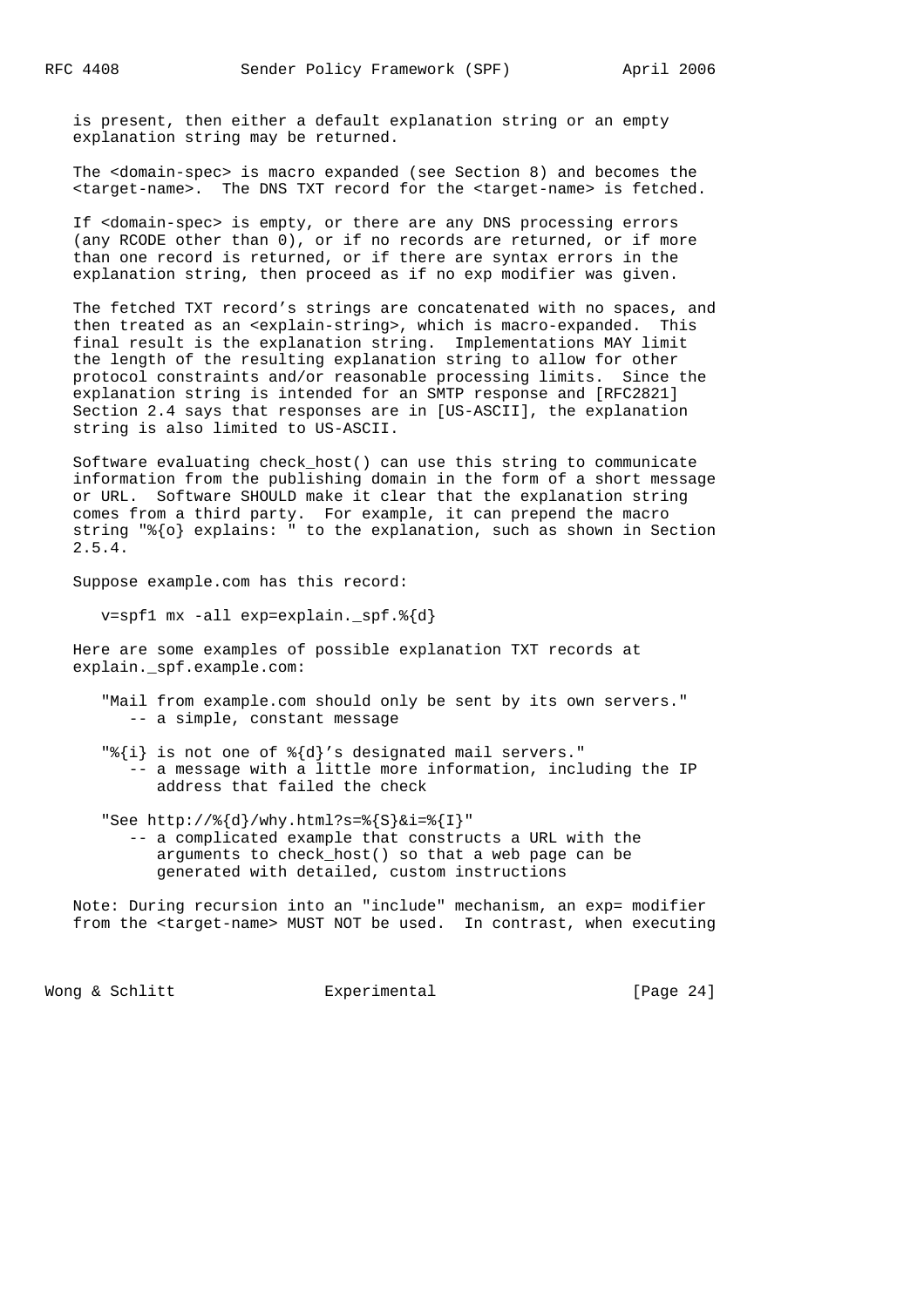is present, then either a default explanation string or an empty explanation string may be returned.

The <domain-spec> is macro expanded (see Section 8) and becomes the <target-name>. The DNS TXT record for the <target-name> is fetched.

If <domain-spec> is empty, or there are any DNS processing errors (any RCODE other than 0), or if no records are returned, or if more than one record is returned, or if there are syntax errors in the explanation string, then proceed as if no exp modifier was given.

The fetched TXT record's strings are concatenated with no spaces, and then treated as an <explain-string>, which is macro-expanded. This final result is the explanation string. Implementations MAY limit the length of the resulting explanation string to allow for other protocol constraints and/or reasonable processing limits. Since the explanation string is intended for an SMTP response and [RFC2821] Section 2.4 says that responses are in [US-ASCII], the explanation string is also limited to US-ASCII.

Software evaluating check_host() can use this string to communicate information from the publishing domain in the form of a short message or URL. Software SHOULD make it clear that the explanation string comes from a third party. For example, it can prepend the macro string "%{o} explains: " to the explanation, such as shown in Section 2.5.4.

Suppose example.com has this record:

```
v=spf1 mx -all exp=explain._spf.%{d}
```

Here are some examples of possible explanation TXT records at explain._spf.example.com:

```
"Mail from example.com should only be sent by its own servers."
   -- a simple, constant message

"%{i} is not one of %{d}'s designated mail servers."
   -- a message with a little more information, including the IP
      address that failed the check

"See http://%{d}/why.html?s=%{S}&i=%{I}"
   -- a complicated example that constructs a URL with the
      arguments to check_host() so that a web page can be
      generated with detailed, custom instructions
```

Note: During recursion into an "include" mechanism, an exp= modifier from the <target-name> MUST NOT be used. In contrast, when executing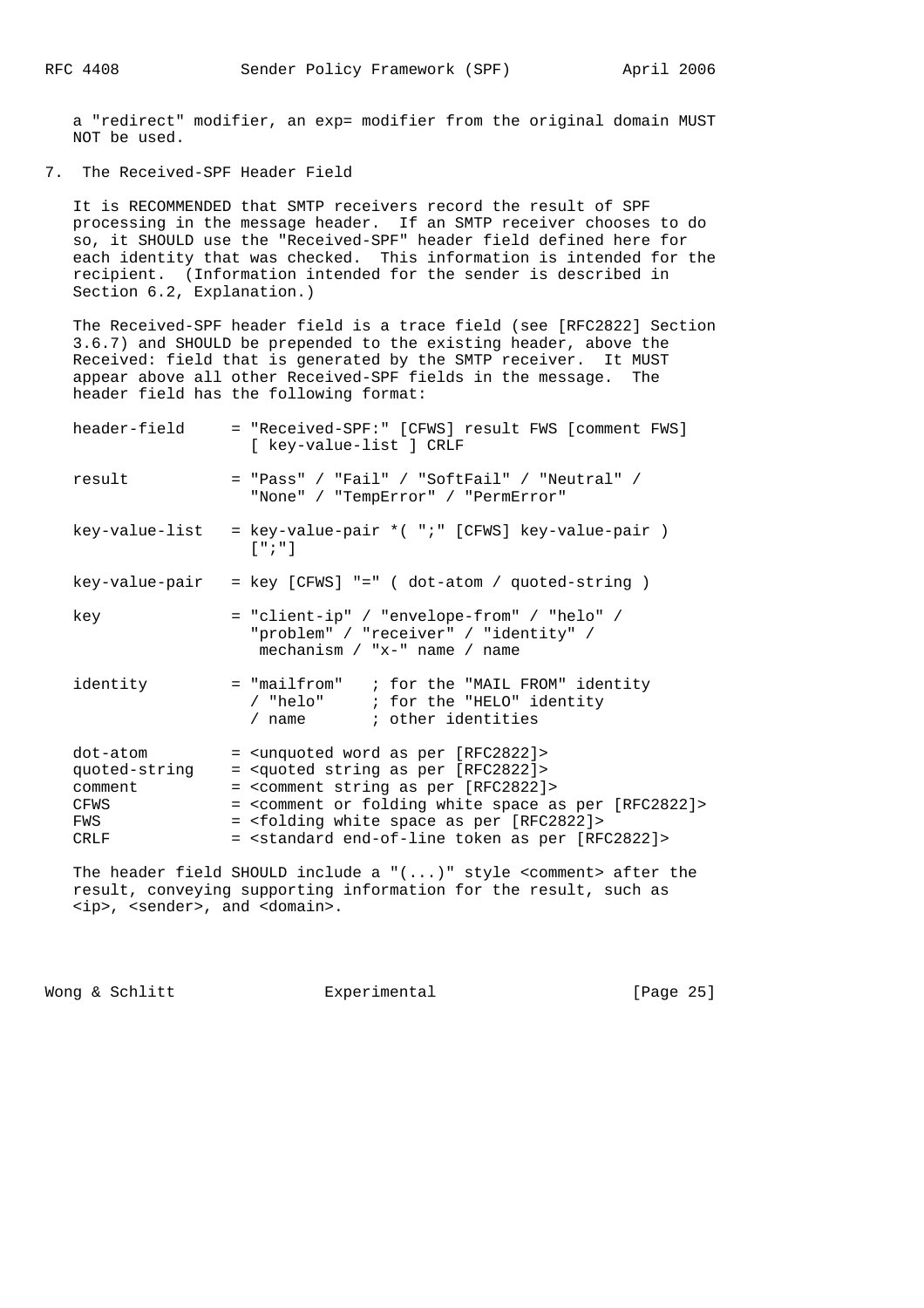a "redirect" modifier, an exp= modifier from the original domain MUST NOT be used.

## 7. The Received-SPF Header Field

It is RECOMMENDED that SMTP receivers record the result of SPF processing in the message header. If an SMTP receiver chooses to do so, it SHOULD use the "Received-SPF" header field defined here for each identity that was checked. This information is intended for the recipient. (Information intended for the sender is described in Section 6.2, Explanation.)

The Received-SPF header field is a trace field (see [RFC2822] Section 3.6.7) and SHOULD be prepended to the existing header, above the Received: field that is generated by the SMTP receiver. It MUST appear above all other Received-SPF fields in the message. The header field has the following format:

```
header-field     = "Received-SPF:" [CFWS] result FWS [comment FWS]
                   [ key-value-list ] CRLF

result           = "Pass" / "Fail" / "SoftFail" / "Neutral" /
                   "None" / "TempError" / "PermError"

key-value-list   = key-value-pair *( ";" [CFWS] key-value-pair )
                   [";"]

key-value-pair   = key [CFWS] "=" ( dot-atom / quoted-string )

key              = "client-ip" / "envelope-from" / "helo" /
                   "problem" / "receiver" / "identity" /
                    mechanism / "x-" name / name

identity         = "mailfrom"   ; for the "MAIL FROM" identity
                   / "helo"     ; for the "HELO" identity
                   / name       ; other identities

dot-atom         = <unquoted word as per [RFC2822]>
quoted-string    = <quoted string as per [RFC2822]>
comment          = <comment string as per [RFC2822]>
CFWS             = <comment or folding white space as per [RFC2822]>
FWS              = <folding white space as per [RFC2822]>
CRLF             = <standard end-of-line token as per [RFC2822]>
```

The header field SHOULD include a "(...)" style <comment> after the result, conveying supporting information for the result, such as <ip>, <sender>, and <domain>.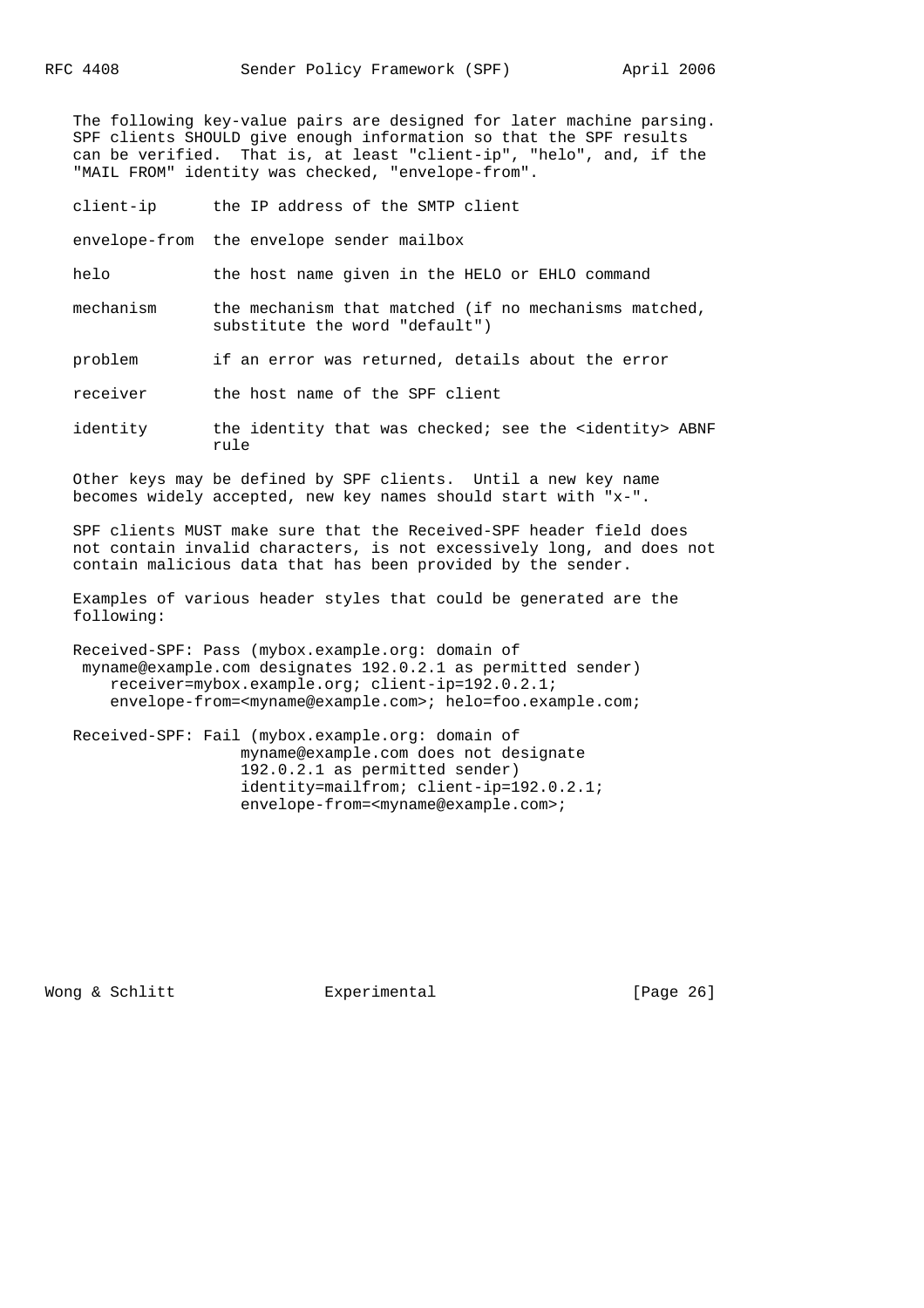The following key-value pairs are designed for later machine parsing. SPF clients SHOULD give enough information so that the SPF results can be verified. That is, at least "client-ip", "helo", and, if the "MAIL FROM" identity was checked, "envelope-from".

| | |
|---|---|
| client-ip | the IP address of the SMTP client |
| envelope-from | the envelope sender mailbox |
| helo | the host name given in the HELO or EHLO command |
| mechanism | the mechanism that matched (if no mechanisms matched, substitute the word "default") |
| problem | if an error was returned, details about the error |
| receiver | the host name of the SPF client |
| identity | the identity that was checked; see the <identity> ABNF rule |

Other keys may be defined by SPF clients. Until a new key name becomes widely accepted, new key names should start with "x-".

SPF clients MUST make sure that the Received-SPF header field does not contain invalid characters, is not excessively long, and does not contain malicious data that has been provided by the sender.

Examples of various header styles that could be generated are the following:

```
Received-SPF: Pass (mybox.example.org: domain of
 myname@example.com designates 192.0.2.1 as permitted sender)
    receiver=mybox.example.org; client-ip=192.0.2.1;
    envelope-from=<myname@example.com>; helo=foo.example.com;

Received-SPF: Fail (mybox.example.org: domain of
                  myname@example.com does not designate
                  192.0.2.1 as permitted sender)
                  identity=mailfrom; client-ip=192.0.2.1;
                  envelope-from=<myname@example.com>;
```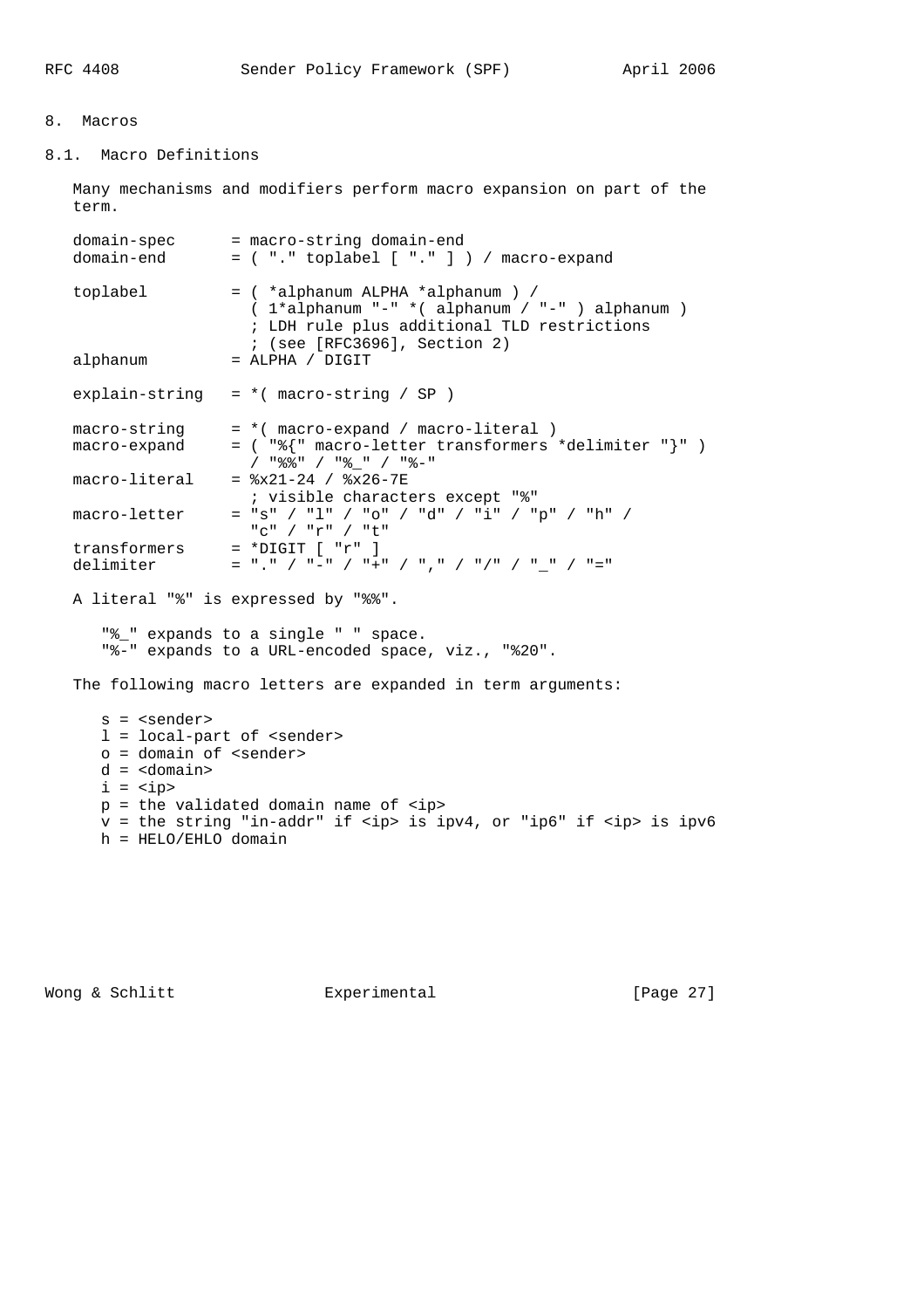## 8. Macros

### 8.1. Macro Definitions

Many mechanisms and modifiers perform macro expansion on part of the term.

```
domain-spec      = macro-string domain-end
domain-end       = ( "." toplabel [ "." ] ) / macro-expand

toplabel         = ( *alphanum ALPHA *alphanum ) /
                   ( 1*alphanum "-" *( alphanum / "-" ) alphanum )
                   ; LDH rule plus additional TLD restrictions
                   ; (see [RFC3696], Section 2)
alphanum         = ALPHA / DIGIT

explain-string   = *( macro-string / SP )

macro-string     = *( macro-expand / macro-literal )
macro-expand     = ( "%{" macro-letter transformers *delimiter "}" )
                   / "%%" / "%_" / "%-"
macro-literal    = %x21-24 / %x26-7E
                   ; visible characters except "%"
macro-letter     = "s" / "l" / "o" / "d" / "i" / "p" / "h" /
                   "c" / "r" / "t"
transformers     = *DIGIT [ "r" ]
delimiter        = "." / "-" / "+" / "," / "/" / "_" / "="
```

A literal "%" is expressed by "%%".

```
"%_" expands to a single " " space.
"%-" expands to a URL-encoded space, viz., "%20".
```

The following macro letters are expanded in term arguments:

```
s = <sender>
l = local-part of <sender>
o = domain of <sender>
d = <domain>
i = <ip>
p = the validated domain name of <ip>
v = the string "in-addr" if <ip> is ipv4, or "ip6" if <ip> is ipv6
h = HELO/EHLO domain
```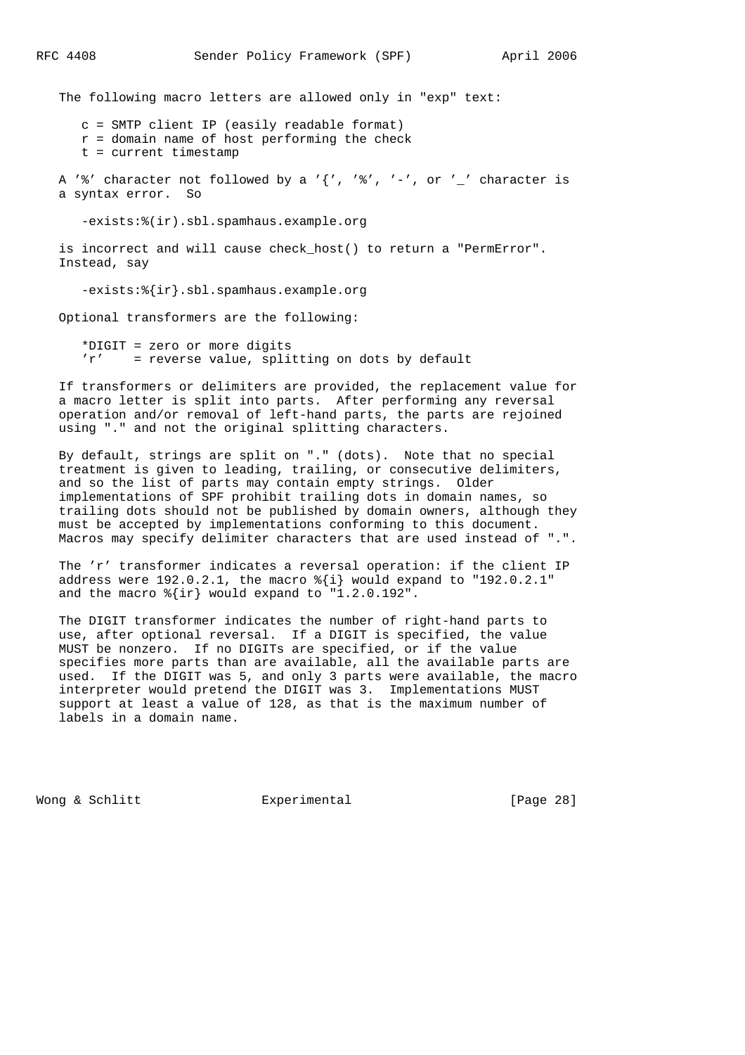The following macro letters are allowed only in "exp" text:

```
c = SMTP client IP (easily readable format)
r = domain name of host performing the check
t = current timestamp
```

A '%' character not followed by a '{', '%', '-', or '_' character is a syntax error. So

```
-exists:%(ir).sbl.spamhaus.example.org
```

is incorrect and will cause check_host() to return a "PermError". Instead, say

```
-exists:%{ir}.sbl.spamhaus.example.org
```

Optional transformers are the following:

```
*DIGIT = zero or more digits
'r'    = reverse value, splitting on dots by default
```

If transformers or delimiters are provided, the replacement value for a macro letter is split into parts. After performing any reversal operation and/or removal of left-hand parts, the parts are rejoined using "." and not the original splitting characters.

By default, strings are split on "." (dots). Note that no special treatment is given to leading, trailing, or consecutive delimiters, and so the list of parts may contain empty strings. Older implementations of SPF prohibit trailing dots in domain names, so trailing dots should not be published by domain owners, although they must be accepted by implementations conforming to this document. Macros may specify delimiter characters that are used instead of ".".

The 'r' transformer indicates a reversal operation: if the client IP address were 192.0.2.1, the macro %{i} would expand to "192.0.2.1" and the macro %{ir} would expand to "1.2.0.192".

The DIGIT transformer indicates the number of right-hand parts to use, after optional reversal. If a DIGIT is specified, the value MUST be nonzero. If no DIGITs are specified, or if the value specifies more parts than are available, all the available parts are used. If the DIGIT was 5, and only 3 parts were available, the macro interpreter would pretend the DIGIT was 3. Implementations MUST support at least a value of 128, as that is the maximum number of labels in a domain name.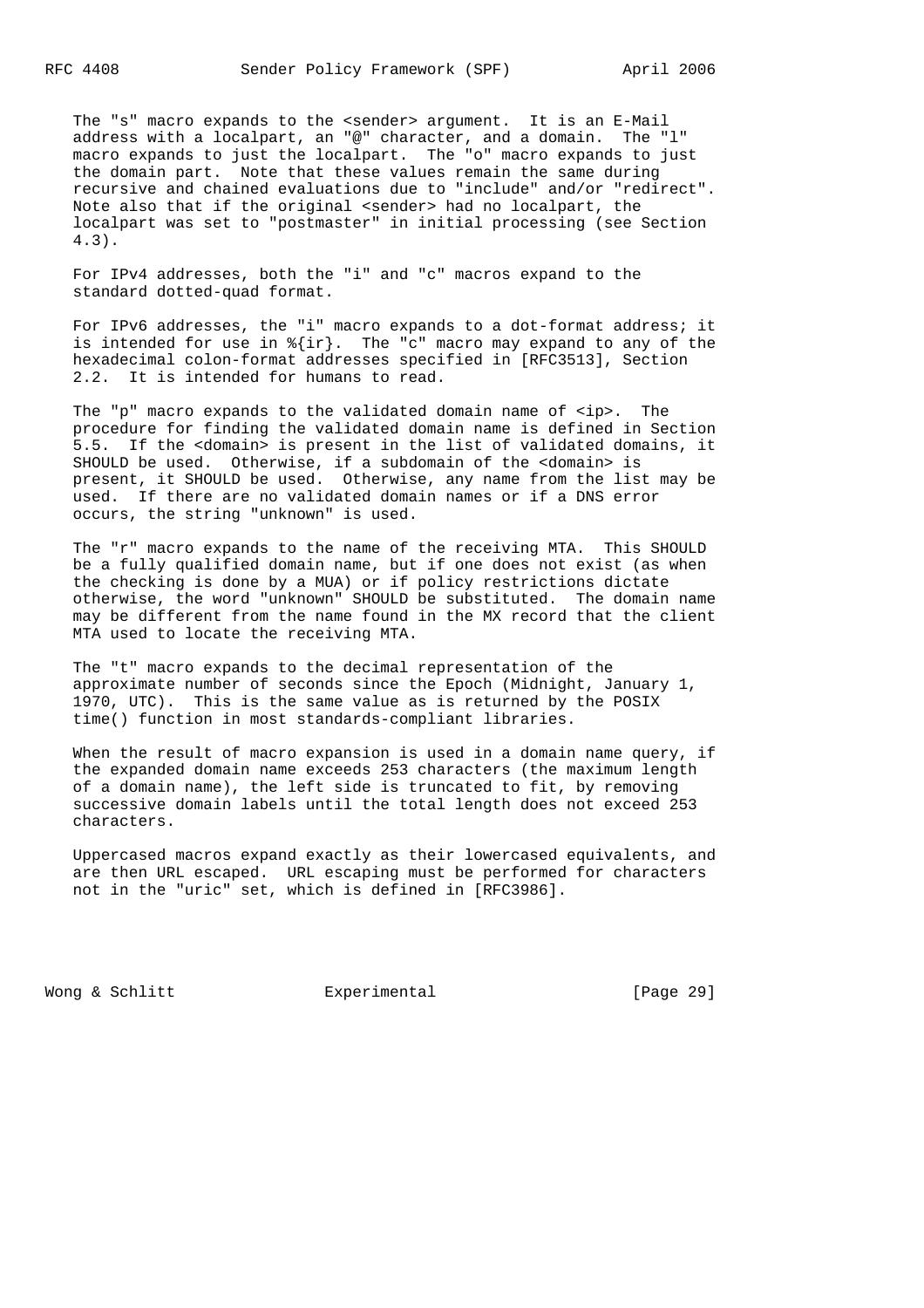The "s" macro expands to the <sender> argument. It is an E-Mail address with a localpart, an "@" character, and a domain. The "l" macro expands to just the localpart. The "o" macro expands to just the domain part. Note that these values remain the same during recursive and chained evaluations due to "include" and/or "redirect". Note also that if the original <sender> had no localpart, the localpart was set to "postmaster" in initial processing (see Section 4.3).

For IPv4 addresses, both the "i" and "c" macros expand to the standard dotted-quad format.

For IPv6 addresses, the "i" macro expands to a dot-format address; it is intended for use in %{ir}. The "c" macro may expand to any of the hexadecimal colon-format addresses specified in [RFC3513], Section 2.2. It is intended for humans to read.

The "p" macro expands to the validated domain name of <ip>. The procedure for finding the validated domain name is defined in Section 5.5. If the <domain> is present in the list of validated domains, it SHOULD be used. Otherwise, if a subdomain of the <domain> is present, it SHOULD be used. Otherwise, any name from the list may be used. If there are no validated domain names or if a DNS error occurs, the string "unknown" is used.

The "r" macro expands to the name of the receiving MTA. This SHOULD be a fully qualified domain name, but if one does not exist (as when the checking is done by a MUA) or if policy restrictions dictate otherwise, the word "unknown" SHOULD be substituted. The domain name may be different from the name found in the MX record that the client MTA used to locate the receiving MTA.

The "t" macro expands to the decimal representation of the approximate number of seconds since the Epoch (Midnight, January 1, 1970, UTC). This is the same value as is returned by the POSIX time() function in most standards-compliant libraries.

When the result of macro expansion is used in a domain name query, if the expanded domain name exceeds 253 characters (the maximum length of a domain name), the left side is truncated to fit, by removing successive domain labels until the total length does not exceed 253 characters.

Uppercased macros expand exactly as their lowercased equivalents, and are then URL escaped. URL escaping must be performed for characters not in the "uric" set, which is defined in [RFC3986].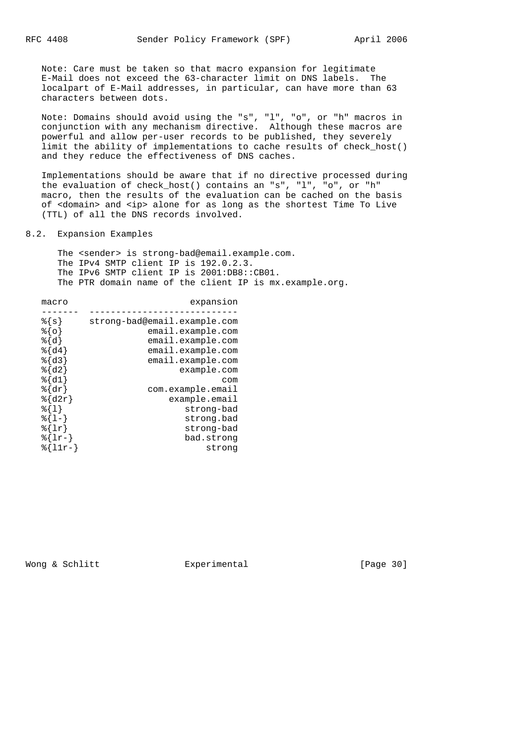Note: Care must be taken so that macro expansion for legitimate E-Mail does not exceed the 63-character limit on DNS labels. The localpart of E-Mail addresses, in particular, can have more than 63 characters between dots.

Note: Domains should avoid using the "s", "l", "o", or "h" macros in conjunction with any mechanism directive. Although these macros are powerful and allow per-user records to be published, they severely limit the ability of implementations to cache results of check_host() and they reduce the effectiveness of DNS caches.

Implementations should be aware that if no directive processed during the evaluation of check_host() contains an "s", "l", "o", or "h" macro, then the results of the evaluation can be cached on the basis of <domain> and <ip> alone for as long as the shortest Time To Live (TTL) of all the DNS records involved.

## 8.2. Expansion Examples

The <sender> is strong-bad@email.example.com.
The IPv4 SMTP client IP is 192.0.2.3.
The IPv6 SMTP client IP is 2001:DB8::CB01.
The PTR domain name of the client IP is mx.example.org.

| macro | expansion |
| --- | ---: |
| %{s} | strong-bad@email.example.com |
| %{o} | email.example.com |
| %{d} | email.example.com |
| %{d4} | email.example.com |
| %{d3} | email.example.com |
| %{d2} | example.com |
| %{d1} | com |
| %{dr} | com.example.email |
| %{d2r} | example.email |
| %{l} | strong-bad |
| %{l-} | strong.bad |
| %{lr} | strong-bad |
| %{lr-} | bad.strong |
| %{l1r-} | strong |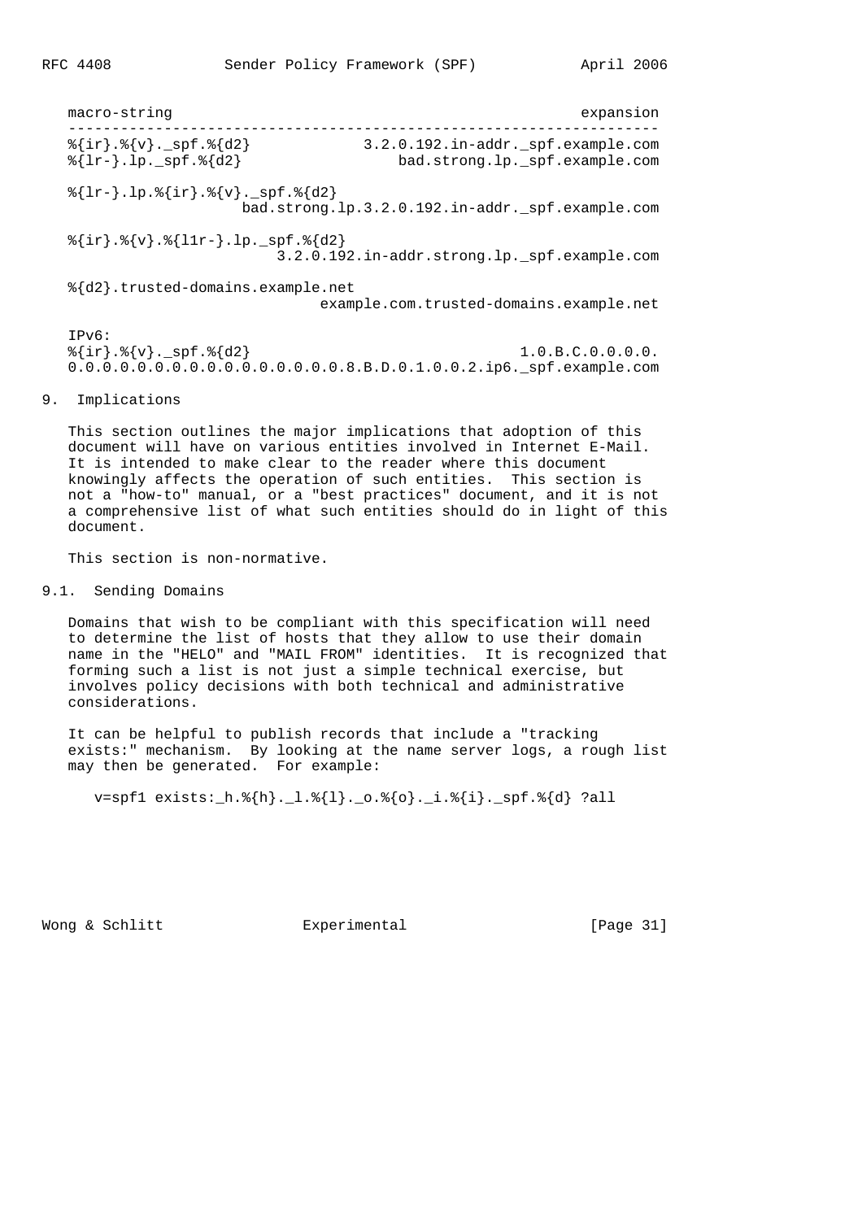```
macro-string                                               expansion
-------------------------------------------------------------------
%{ir}.%{v}._spf.%{d2}             3.2.0.192.in-addr._spf.example.com
%{lr-}.lp._spf.%{d2}                  bad.strong.lp._spf.example.com

%{lr-}.lp.%{ir}.%{v}._spf.%{d2}
                    bad.strong.lp.3.2.0.192.in-addr._spf.example.com

%{ir}.%{v}.%{l1r-}.lp._spf.%{d2}
                        3.2.0.192.in-addr.strong.lp._spf.example.com

%{d2}.trusted-domains.example.net
                             example.com.trusted-domains.example.net

IPv6:
%{ir}.%{v}._spf.%{d2}                               1.0.B.C.0.0.0.0.
0.0.0.0.0.0.0.0.0.0.0.0.0.0.0.0.8.B.D.0.1.0.0.2.ip6._spf.example.com
```

## 9. Implications

This section outlines the major implications that adoption of this document will have on various entities involved in Internet E-Mail. It is intended to make clear to the reader where this document knowingly affects the operation of such entities. This section is not a "how-to" manual, or a "best practices" document, and it is not a comprehensive list of what such entities should do in light of this document.

This section is non-normative.

### 9.1. Sending Domains

Domains that wish to be compliant with this specification will need to determine the list of hosts that they allow to use their domain name in the "HELO" and "MAIL FROM" identities. It is recognized that forming such a list is not just a simple technical exercise, but involves policy decisions with both technical and administrative considerations.

It can be helpful to publish records that include a "tracking exists:" mechanism. By looking at the name server logs, a rough list may then be generated. For example:

```
v=spf1 exists:_h.%{h}._l.%{l}._o.%{o}._i.%{i}._spf.%{d} ?all
```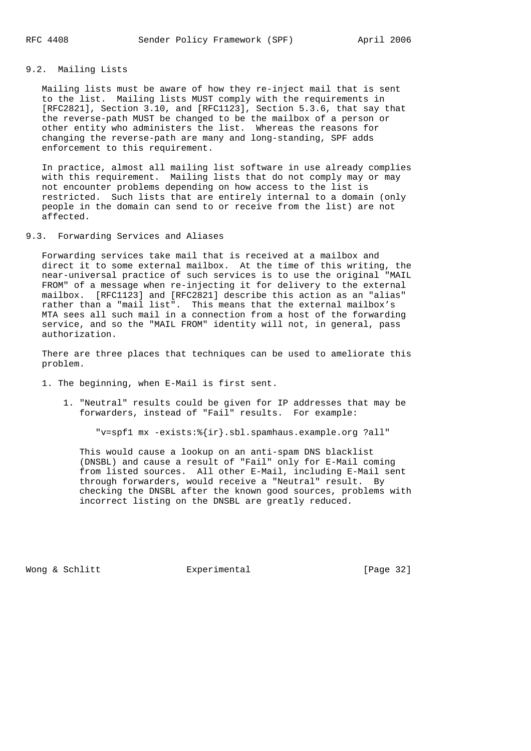### 9.2. Mailing Lists

Mailing lists must be aware of how they re-inject mail that is sent to the list. Mailing lists MUST comply with the requirements in [RFC2821], Section 3.10, and [RFC1123], Section 5.3.6, that say that the reverse-path MUST be changed to be the mailbox of a person or other entity who administers the list. Whereas the reasons for changing the reverse-path are many and long-standing, SPF adds enforcement to this requirement.

In practice, almost all mailing list software in use already complies with this requirement. Mailing lists that do not comply may or may not encounter problems depending on how access to the list is restricted. Such lists that are entirely internal to a domain (only people in the domain can send to or receive from the list) are not affected.

### 9.3. Forwarding Services and Aliases

Forwarding services take mail that is received at a mailbox and direct it to some external mailbox. At the time of this writing, the near-universal practice of such services is to use the original "MAIL FROM" of a message when re-injecting it for delivery to the external mailbox. [RFC1123] and [RFC2821] describe this action as an "alias" rather than a "mail list". This means that the external mailbox's MTA sees all such mail in a connection from a host of the forwarding service, and so the "MAIL FROM" identity will not, in general, pass authorization.

There are three places that techniques can be used to ameliorate this problem.

1. The beginning, when E-Mail is first sent.

    1. "Neutral" results could be given for IP addresses that may be forwarders, instead of "Fail" results. For example:

        ```
        "v=spf1 mx -exists:%{ir}.sbl.spamhaus.example.org ?all"
        ```

        This would cause a lookup on an anti-spam DNS blacklist (DNSBL) and cause a result of "Fail" only for E-Mail coming from listed sources. All other E-Mail, including E-Mail sent through forwarders, would receive a "Neutral" result. By checking the DNSBL after the known good sources, problems with incorrect listing on the DNSBL are greatly reduced.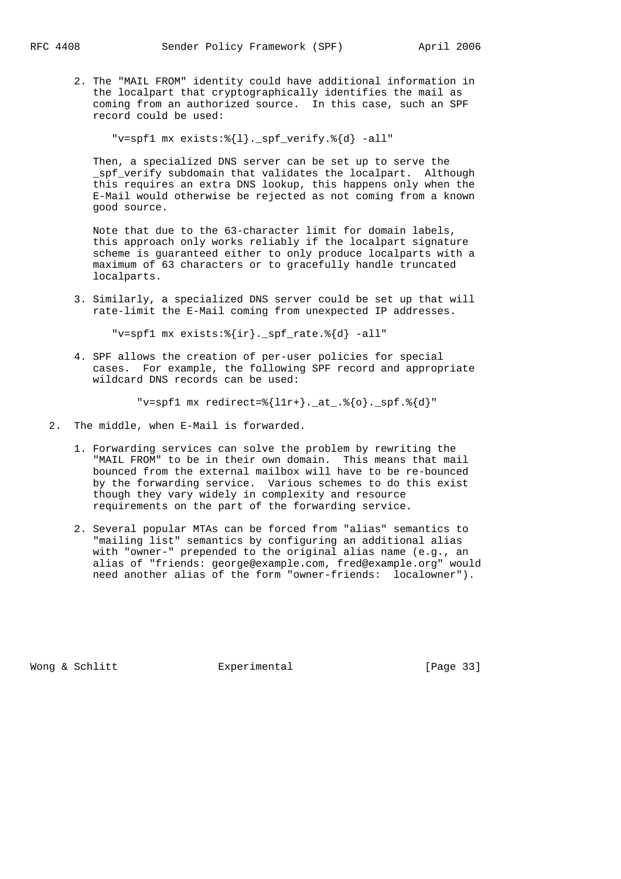2. The "MAIL FROM" identity could have additional information in the localpart that cryptographically identifies the mail as coming from an authorized source. In this case, such an SPF record could be used:

   ```
   "v=spf1 mx exists:%{l}._spf_verify.%{d} -all"
   ```

   Then, a specialized DNS server can be set up to serve the _spf_verify subdomain that validates the localpart. Although this requires an extra DNS lookup, this happens only when the E-Mail would otherwise be rejected as not coming from a known good source.

   Note that due to the 63-character limit for domain labels, this approach only works reliably if the localpart signature scheme is guaranteed either to only produce localparts with a maximum of 63 characters or to gracefully handle truncated localparts.

3. Similarly, a specialized DNS server could be set up that will rate-limit the E-Mail coming from unexpected IP addresses.

   ```
   "v=spf1 mx exists:%{ir}._spf_rate.%{d} -all"
   ```

4. SPF allows the creation of per-user policies for special cases. For example, the following SPF record and appropriate wildcard DNS records can be used:

   ```
   "v=spf1 mx redirect=%{l1r+}._at_.%{o}._spf.%{d}"
   ```

2. The middle, when E-Mail is forwarded.

   1. Forwarding services can solve the problem by rewriting the "MAIL FROM" to be in their own domain. This means that mail bounced from the external mailbox will have to be re-bounced by the forwarding service. Various schemes to do this exist though they vary widely in complexity and resource requirements on the part of the forwarding service.

   2. Several popular MTAs can be forced from "alias" semantics to "mailing list" semantics by configuring an additional alias with "owner-" prepended to the original alias name (e.g., an alias of "friends: george@example.com, fred@example.org" would need another alias of the form "owner-friends:  localowner").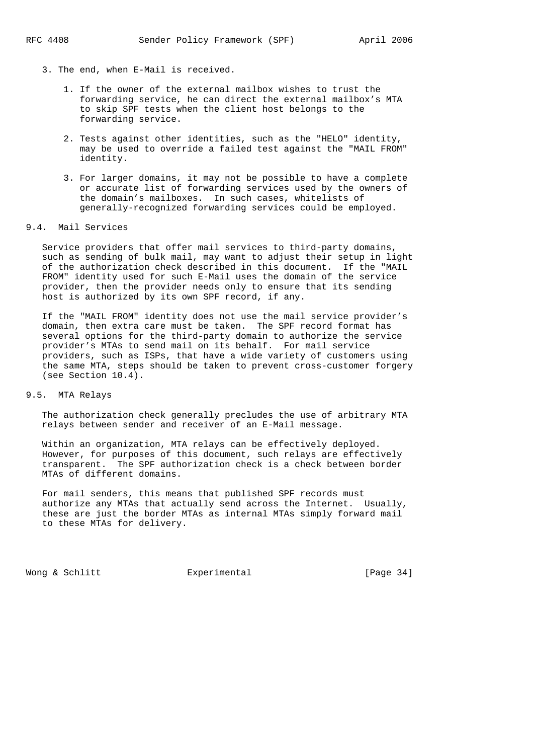3. The end, when E-Mail is received.

   1. If the owner of the external mailbox wishes to trust the forwarding service, he can direct the external mailbox's MTA to skip SPF tests when the client host belongs to the forwarding service.

   2. Tests against other identities, such as the "HELO" identity, may be used to override a failed test against the "MAIL FROM" identity.

   3. For larger domains, it may not be possible to have a complete or accurate list of forwarding services used by the owners of the domain's mailboxes. In such cases, whitelists of generally-recognized forwarding services could be employed.

## 9.4. Mail Services

Service providers that offer mail services to third-party domains, such as sending of bulk mail, may want to adjust their setup in light of the authorization check described in this document. If the "MAIL FROM" identity used for such E-Mail uses the domain of the service provider, then the provider needs only to ensure that its sending host is authorized by its own SPF record, if any.

If the "MAIL FROM" identity does not use the mail service provider's domain, then extra care must be taken. The SPF record format has several options for the third-party domain to authorize the service provider's MTAs to send mail on its behalf. For mail service providers, such as ISPs, that have a wide variety of customers using the same MTA, steps should be taken to prevent cross-customer forgery (see Section 10.4).

## 9.5. MTA Relays

The authorization check generally precludes the use of arbitrary MTA relays between sender and receiver of an E-Mail message.

Within an organization, MTA relays can be effectively deployed. However, for purposes of this document, such relays are effectively transparent. The SPF authorization check is a check between border MTAs of different domains.

For mail senders, this means that published SPF records must authorize any MTAs that actually send across the Internet. Usually, these are just the border MTAs as internal MTAs simply forward mail to these MTAs for delivery.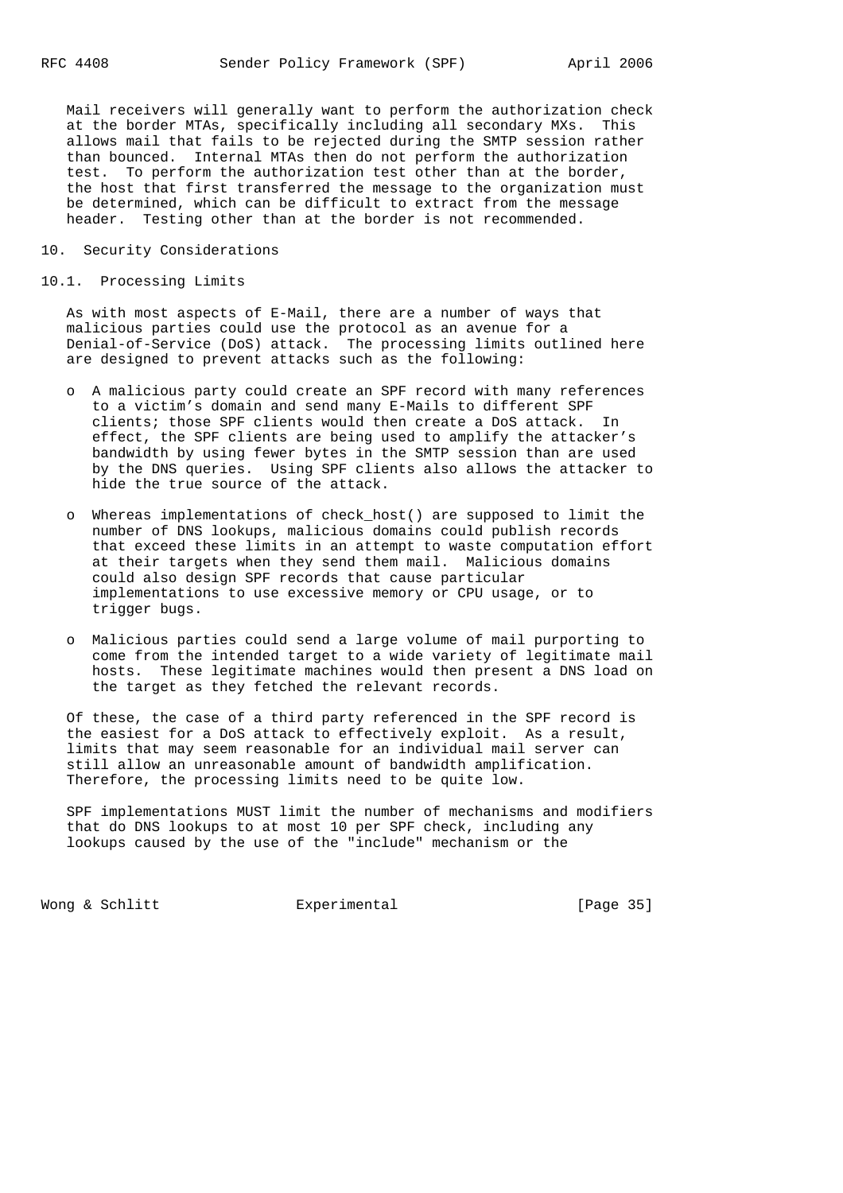Mail receivers will generally want to perform the authorization check at the border MTAs, specifically including all secondary MXs. This allows mail that fails to be rejected during the SMTP session rather than bounced. Internal MTAs then do not perform the authorization test. To perform the authorization test other than at the border, the host that first transferred the message to the organization must be determined, which can be difficult to extract from the message header. Testing other than at the border is not recommended.

## 10. Security Considerations

### 10.1. Processing Limits

As with most aspects of E-Mail, there are a number of ways that malicious parties could use the protocol as an avenue for a Denial-of-Service (DoS) attack. The processing limits outlined here are designed to prevent attacks such as the following:

- A malicious party could create an SPF record with many references to a victim's domain and send many E-Mails to different SPF clients; those SPF clients would then create a DoS attack. In effect, the SPF clients are being used to amplify the attacker's bandwidth by using fewer bytes in the SMTP session than are used by the DNS queries. Using SPF clients also allows the attacker to hide the true source of the attack.

- Whereas implementations of check_host() are supposed to limit the number of DNS lookups, malicious domains could publish records that exceed these limits in an attempt to waste computation effort at their targets when they send them mail. Malicious domains could also design SPF records that cause particular implementations to use excessive memory or CPU usage, or to trigger bugs.

- Malicious parties could send a large volume of mail purporting to come from the intended target to a wide variety of legitimate mail hosts. These legitimate machines would then present a DNS load on the target as they fetched the relevant records.

Of these, the case of a third party referenced in the SPF record is the easiest for a DoS attack to effectively exploit. As a result, limits that may seem reasonable for an individual mail server can still allow an unreasonable amount of bandwidth amplification. Therefore, the processing limits need to be quite low.

SPF implementations MUST limit the number of mechanisms and modifiers that do DNS lookups to at most 10 per SPF check, including any lookups caused by the use of the "include" mechanism or the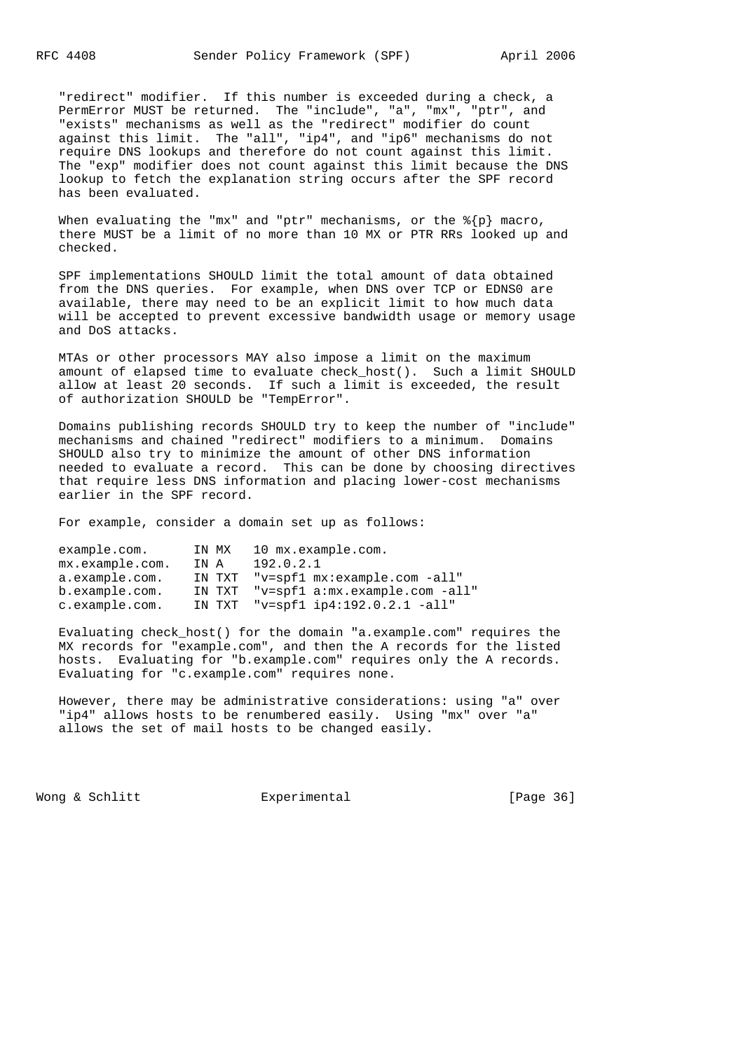"redirect" modifier. If this number is exceeded during a check, a PermError MUST be returned. The "include", "a", "mx", "ptr", and "exists" mechanisms as well as the "redirect" modifier do count against this limit. The "all", "ip4", and "ip6" mechanisms do not require DNS lookups and therefore do not count against this limit. The "exp" modifier does not count against this limit because the DNS lookup to fetch the explanation string occurs after the SPF record has been evaluated.

When evaluating the "mx" and "ptr" mechanisms, or the %{p} macro, there MUST be a limit of no more than 10 MX or PTR RRs looked up and checked.

SPF implementations SHOULD limit the total amount of data obtained from the DNS queries. For example, when DNS over TCP or EDNS0 are available, there may need to be an explicit limit to how much data will be accepted to prevent excessive bandwidth usage or memory usage and DoS attacks.

MTAs or other processors MAY also impose a limit on the maximum amount of elapsed time to evaluate check_host(). Such a limit SHOULD allow at least 20 seconds. If such a limit is exceeded, the result of authorization SHOULD be "TempError".

Domains publishing records SHOULD try to keep the number of "include" mechanisms and chained "redirect" modifiers to a minimum. Domains SHOULD also try to minimize the amount of other DNS information needed to evaluate a record. This can be done by choosing directives that require less DNS information and placing lower-cost mechanisms earlier in the SPF record.

For example, consider a domain set up as follows:

```
example.com.      IN MX   10 mx.example.com.
mx.example.com.   IN A    192.0.2.1
a.example.com.    IN TXT  "v=spf1 mx:example.com -all"
b.example.com.    IN TXT  "v=spf1 a:mx.example.com -all"
c.example.com.    IN TXT  "v=spf1 ip4:192.0.2.1 -all"
```

Evaluating check_host() for the domain "a.example.com" requires the MX records for "example.com", and then the A records for the listed hosts. Evaluating for "b.example.com" requires only the A records. Evaluating for "c.example.com" requires none.

However, there may be administrative considerations: using "a" over "ip4" allows hosts to be renumbered easily. Using "mx" over "a" allows the set of mail hosts to be changed easily.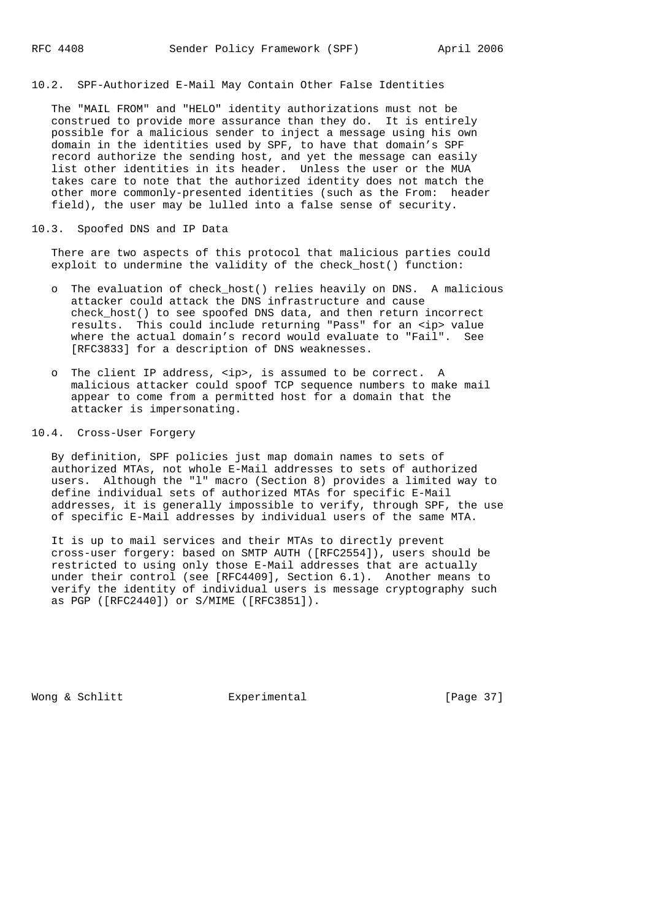## 10.2. SPF-Authorized E-Mail May Contain Other False Identities

The "MAIL FROM" and "HELO" identity authorizations must not be construed to provide more assurance than they do. It is entirely possible for a malicious sender to inject a message using his own domain in the identities used by SPF, to have that domain's SPF record authorize the sending host, and yet the message can easily list other identities in its header. Unless the user or the MUA takes care to note that the authorized identity does not match the other more commonly-presented identities (such as the From: header field), the user may be lulled into a false sense of security.

## 10.3. Spoofed DNS and IP Data

There are two aspects of this protocol that malicious parties could exploit to undermine the validity of the check_host() function:

- The evaluation of check_host() relies heavily on DNS. A malicious attacker could attack the DNS infrastructure and cause check_host() to see spoofed DNS data, and then return incorrect results. This could include returning "Pass" for an <ip> value where the actual domain's record would evaluate to "Fail". See [RFC3833] for a description of DNS weaknesses.

- The client IP address, <ip>, is assumed to be correct. A malicious attacker could spoof TCP sequence numbers to make mail appear to come from a permitted host for a domain that the attacker is impersonating.

## 10.4. Cross-User Forgery

By definition, SPF policies just map domain names to sets of authorized MTAs, not whole E-Mail addresses to sets of authorized users. Although the "l" macro (Section 8) provides a limited way to define individual sets of authorized MTAs for specific E-Mail addresses, it is generally impossible to verify, through SPF, the use of specific E-Mail addresses by individual users of the same MTA.

It is up to mail services and their MTAs to directly prevent cross-user forgery: based on SMTP AUTH ([RFC2554]), users should be restricted to using only those E-Mail addresses that are actually under their control (see [RFC4409], Section 6.1). Another means to verify the identity of individual users is message cryptography such as PGP ([RFC2440]) or S/MIME ([RFC3851]).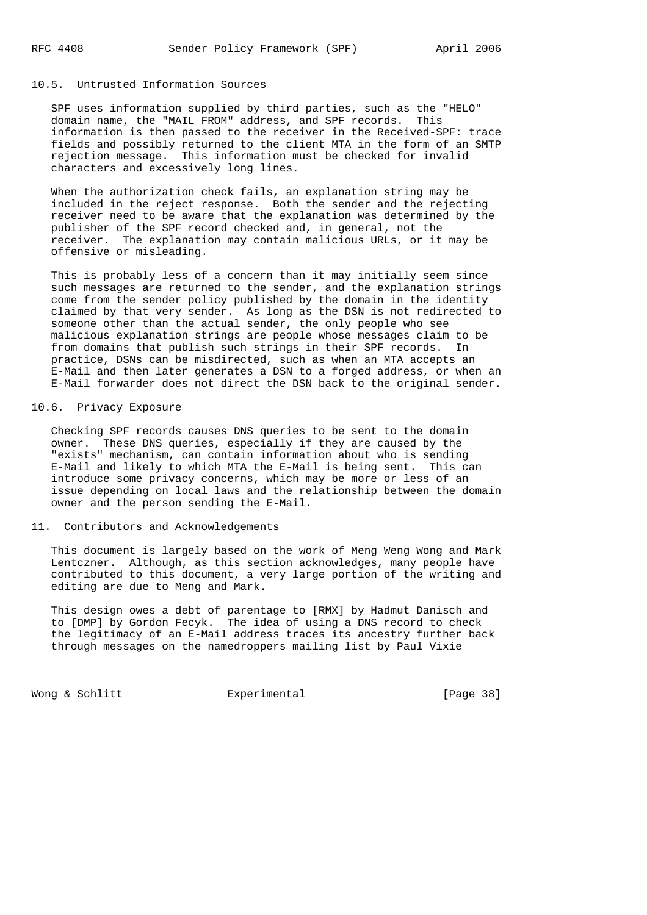### 10.5. Untrusted Information Sources

SPF uses information supplied by third parties, such as the "HELO" domain name, the "MAIL FROM" address, and SPF records. This information is then passed to the receiver in the Received-SPF: trace fields and possibly returned to the client MTA in the form of an SMTP rejection message. This information must be checked for invalid characters and excessively long lines.

When the authorization check fails, an explanation string may be included in the reject response. Both the sender and the rejecting receiver need to be aware that the explanation was determined by the publisher of the SPF record checked and, in general, not the receiver. The explanation may contain malicious URLs, or it may be offensive or misleading.

This is probably less of a concern than it may initially seem since such messages are returned to the sender, and the explanation strings come from the sender policy published by the domain in the identity claimed by that very sender. As long as the DSN is not redirected to someone other than the actual sender, the only people who see malicious explanation strings are people whose messages claim to be from domains that publish such strings in their SPF records. In practice, DSNs can be misdirected, such as when an MTA accepts an E-Mail and then later generates a DSN to a forged address, or when an E-Mail forwarder does not direct the DSN back to the original sender.

### 10.6. Privacy Exposure

Checking SPF records causes DNS queries to be sent to the domain owner. These DNS queries, especially if they are caused by the "exists" mechanism, can contain information about who is sending E-Mail and likely to which MTA the E-Mail is being sent. This can introduce some privacy concerns, which may be more or less of an issue depending on local laws and the relationship between the domain owner and the person sending the E-Mail.

## 11. Contributors and Acknowledgements

This document is largely based on the work of Meng Weng Wong and Mark Lentczner. Although, as this section acknowledges, many people have contributed to this document, a very large portion of the writing and editing are due to Meng and Mark.

This design owes a debt of parentage to [RMX] by Hadmut Danisch and to [DMP] by Gordon Fecyk. The idea of using a DNS record to check the legitimacy of an E-Mail address traces its ancestry further back through messages on the namedroppers mailing list by Paul Vixie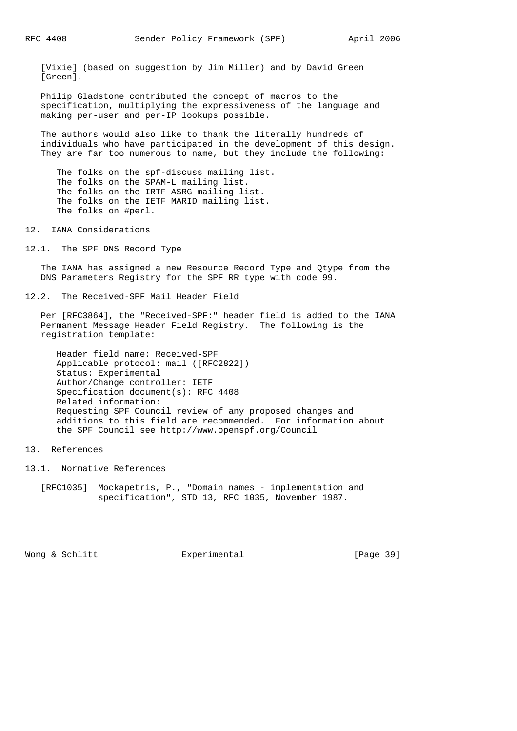[Vixie] (based on suggestion by Jim Miller) and by David Green [Green].

Philip Gladstone contributed the concept of macros to the specification, multiplying the expressiveness of the language and making per-user and per-IP lookups possible.

The authors would also like to thank the literally hundreds of individuals who have participated in the development of this design. They are far too numerous to name, but they include the following:

The folks on the spf-discuss mailing list.
The folks on the SPAM-L mailing list.
The folks on the IRTF ASRG mailing list.
The folks on the IETF MARID mailing list.
The folks on #perl.

## 12. IANA Considerations

### 12.1. The SPF DNS Record Type

The IANA has assigned a new Resource Record Type and Qtype from the DNS Parameters Registry for the SPF RR type with code 99.

### 12.2. The Received-SPF Mail Header Field

Per [RFC3864], the "Received-SPF:" header field is added to the IANA Permanent Message Header Field Registry. The following is the registration template:

```
Header field name: Received-SPF
Applicable protocol: mail ([RFC2822])
Status: Experimental
Author/Change controller: IETF
Specification document(s): RFC 4408
Related information:
Requesting SPF Council review of any proposed changes and
additions to this field are recommended.  For information about
the SPF Council see http://www.openspf.org/Council
```

## 13. References

### 13.1. Normative References

[RFC1035] Mockapetris, P., "Domain names - implementation and specification", STD 13, RFC 1035, November 1987.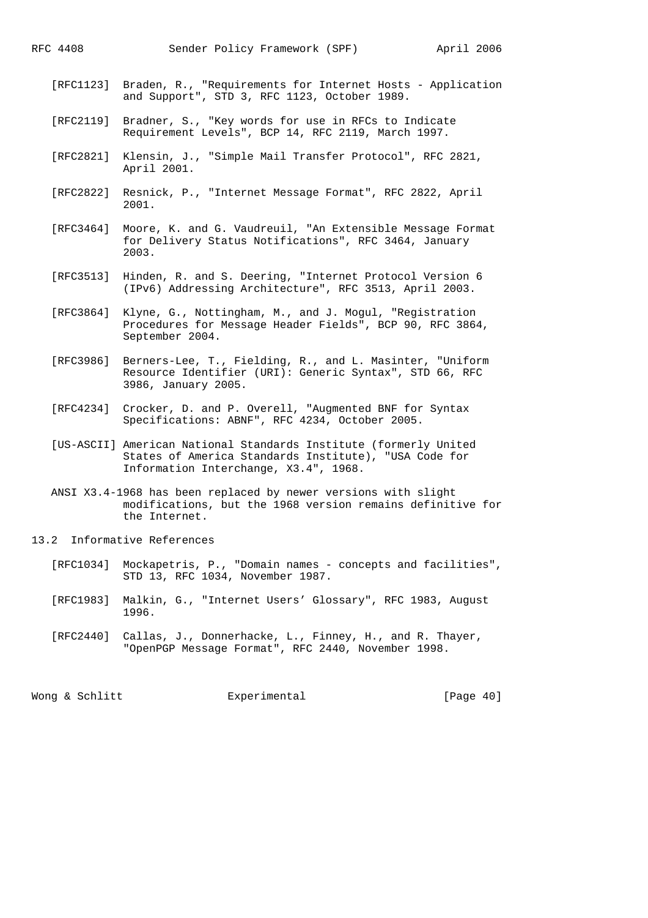[RFC1123] Braden, R., "Requirements for Internet Hosts - Application and Support", STD 3, RFC 1123, October 1989.

[RFC2119] Bradner, S., "Key words for use in RFCs to Indicate Requirement Levels", BCP 14, RFC 2119, March 1997.

[RFC2821] Klensin, J., "Simple Mail Transfer Protocol", RFC 2821, April 2001.

[RFC2822] Resnick, P., "Internet Message Format", RFC 2822, April 2001.

[RFC3464] Moore, K. and G. Vaudreuil, "An Extensible Message Format for Delivery Status Notifications", RFC 3464, January 2003.

[RFC3513] Hinden, R. and S. Deering, "Internet Protocol Version 6 (IPv6) Addressing Architecture", RFC 3513, April 2003.

[RFC3864] Klyne, G., Nottingham, M., and J. Mogul, "Registration Procedures for Message Header Fields", BCP 90, RFC 3864, September 2004.

[RFC3986] Berners-Lee, T., Fielding, R., and L. Masinter, "Uniform Resource Identifier (URI): Generic Syntax", STD 66, RFC 3986, January 2005.

[RFC4234] Crocker, D. and P. Overell, "Augmented BNF for Syntax Specifications: ABNF", RFC 4234, October 2005.

[US-ASCII] American National Standards Institute (formerly United States of America Standards Institute), "USA Code for Information Interchange, X3.4", 1968.

ANSI X3.4-1968 has been replaced by newer versions with slight modifications, but the 1968 version remains definitive for the Internet.

## 13.2 Informative References

[RFC1034] Mockapetris, P., "Domain names - concepts and facilities", STD 13, RFC 1034, November 1987.

[RFC1983] Malkin, G., "Internet Users' Glossary", RFC 1983, August 1996.

[RFC2440] Callas, J., Donnerhacke, L., Finney, H., and R. Thayer, "OpenPGP Message Format", RFC 2440, November 1998.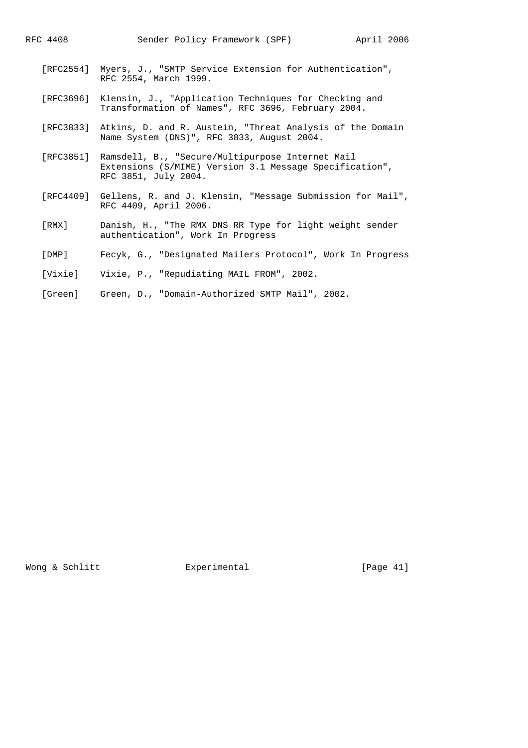[RFC2554] Myers, J., "SMTP Service Extension for Authentication", RFC 2554, March 1999.

[RFC3696] Klensin, J., "Application Techniques for Checking and Transformation of Names", RFC 3696, February 2004.

[RFC3833] Atkins, D. and R. Austein, "Threat Analysis of the Domain Name System (DNS)", RFC 3833, August 2004.

[RFC3851] Ramsdell, B., "Secure/Multipurpose Internet Mail Extensions (S/MIME) Version 3.1 Message Specification", RFC 3851, July 2004.

[RFC4409] Gellens, R. and J. Klensin, "Message Submission for Mail", RFC 4409, April 2006.

[RMX] Danish, H., "The RMX DNS RR Type for light weight sender authentication", Work In Progress

[DMP] Fecyk, G., "Designated Mailers Protocol", Work In Progress

[Vixie] Vixie, P., "Repudiating MAIL FROM", 2002.

[Green] Green, D., "Domain-Authorized SMTP Mail", 2002.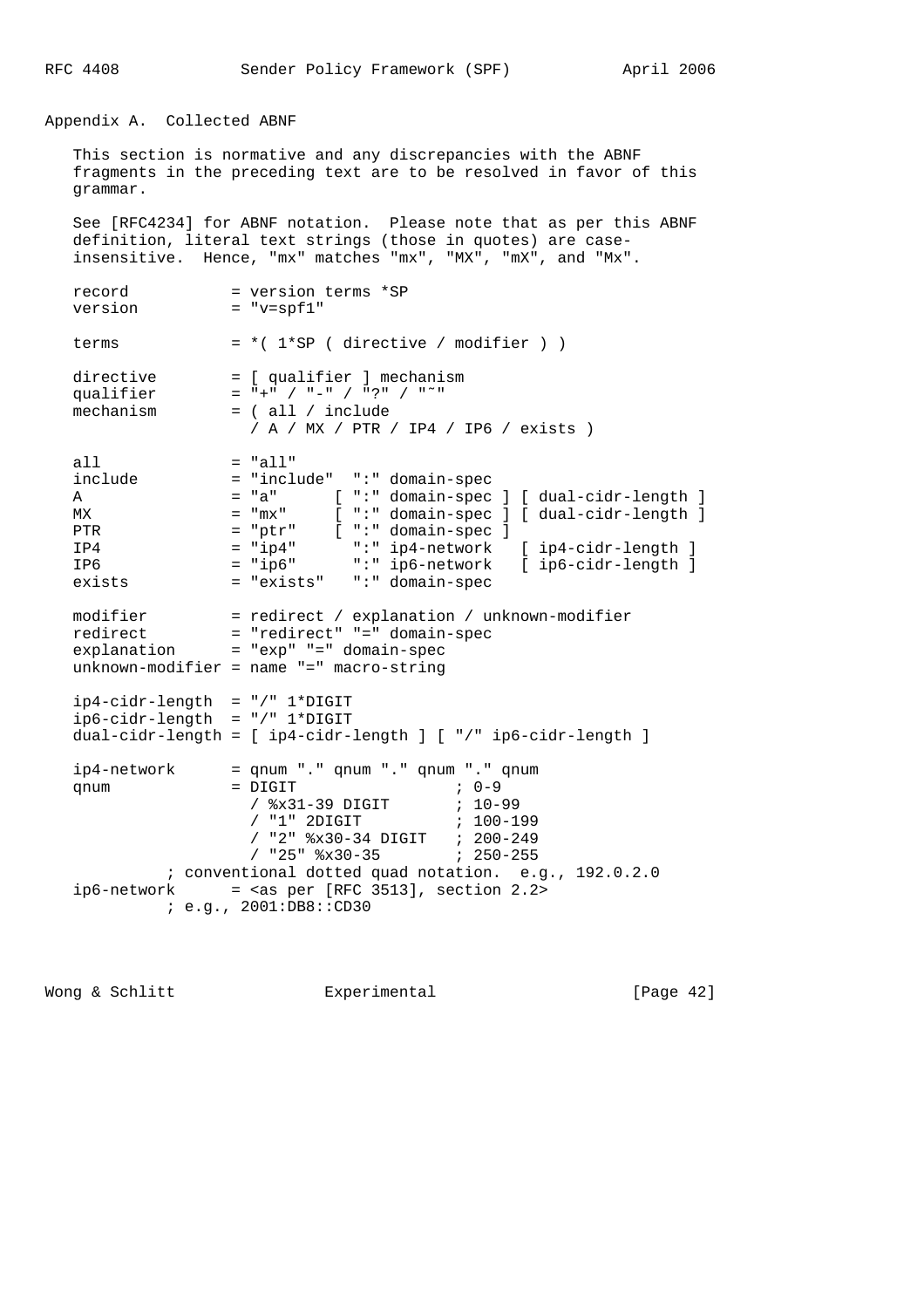## Appendix A. Collected ABNF

This section is normative and any discrepancies with the ABNF fragments in the preceding text are to be resolved in favor of this grammar.

See [RFC4234] for ABNF notation. Please note that as per this ABNF definition, literal text strings (those in quotes) are case-insensitive. Hence, "mx" matches "mx", "MX", "mX", and "Mx".

```
record           = version terms *SP
version          = "v=spf1"

terms            = *( 1*SP ( directive / modifier ) )

directive        = [ qualifier ] mechanism
qualifier        = "+" / "-" / "?" / "~"
mechanism        = ( all / include
                   / A / MX / PTR / IP4 / IP6 / exists )

all              = "all"
include          = "include"  ":" domain-spec
A                = "a"      [ ":" domain-spec ] [ dual-cidr-length ]
MX               = "mx"     [ ":" domain-spec ] [ dual-cidr-length ]
PTR              = "ptr"    [ ":" domain-spec ]
IP4              = "ip4"      ":" ip4-network   [ ip4-cidr-length ]
IP6              = "ip6"      ":" ip6-network   [ ip6-cidr-length ]
exists           = "exists"   ":" domain-spec

modifier         = redirect / explanation / unknown-modifier
redirect         = "redirect" "=" domain-spec
explanation      = "exp" "=" domain-spec
unknown-modifier = name "=" macro-string

ip4-cidr-length  = "/" 1*DIGIT
ip6-cidr-length  = "/" 1*DIGIT
dual-cidr-length = [ ip4-cidr-length ] [ "/" ip6-cidr-length ]

ip4-network      = qnum "." qnum "." qnum "." qnum
qnum             = DIGIT                 ; 0-9
                   / %x31-39 DIGIT       ; 10-99
                   / "1" 2DIGIT          ; 100-199
                   / "2" %x30-34 DIGIT   ; 200-249
                   / "25" %x30-35        ; 250-255
          ; conventional dotted quad notation.  e.g., 192.0.2.0
ip6-network      = <as per [RFC 3513], section 2.2>
          ; e.g., 2001:DB8::CD30
```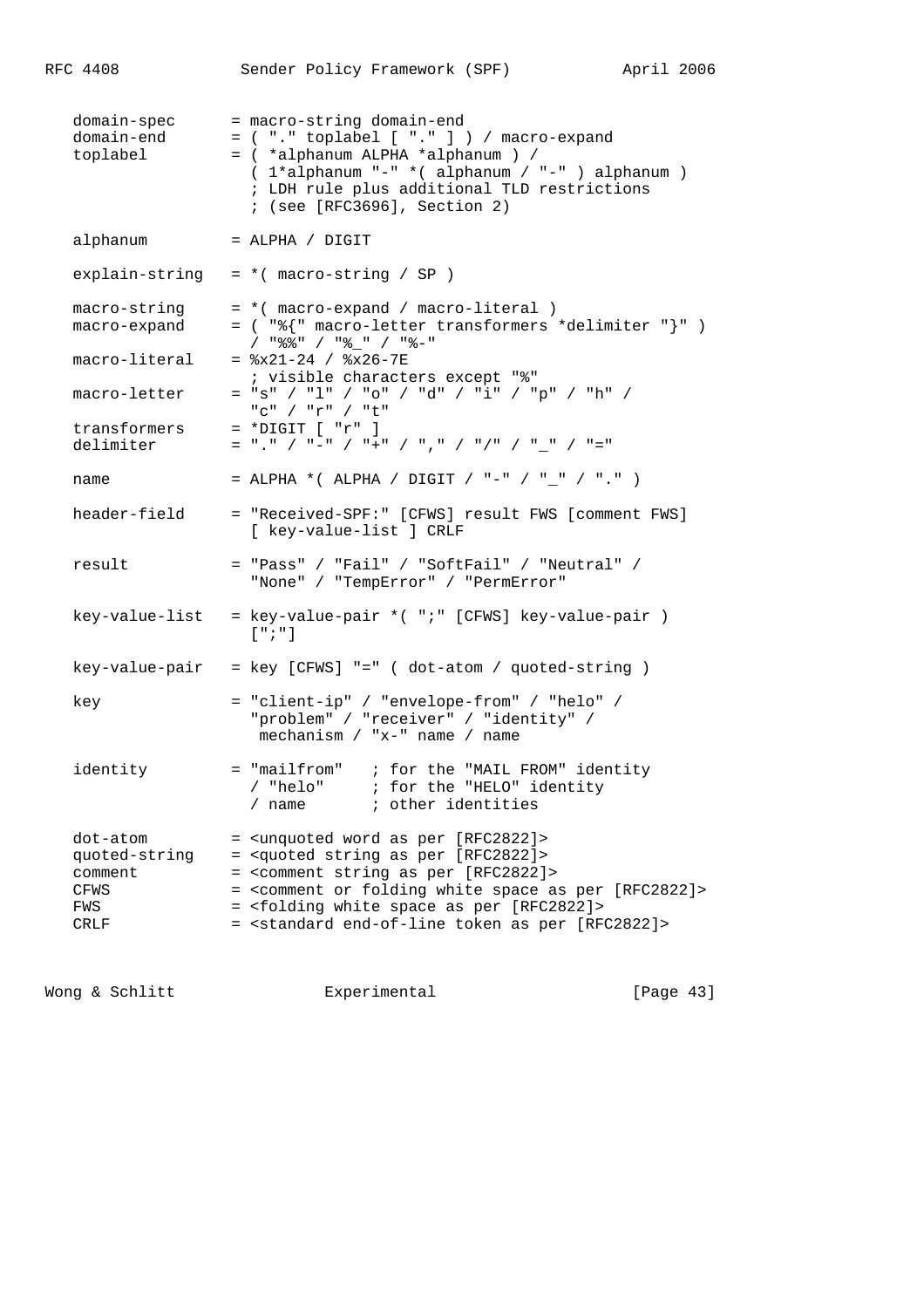```
   domain-spec      = macro-string domain-end
   domain-end       = ( "." toplabel [ "." ] ) / macro-expand
   toplabel         = ( *alphanum ALPHA *alphanum ) /
                      ( 1*alphanum "-" *( alphanum / "-" ) alphanum )
                      ; LDH rule plus additional TLD restrictions
                      ; (see [RFC3696], Section 2)

   alphanum         = ALPHA / DIGIT

   explain-string   = *( macro-string / SP )

   macro-string     = *( macro-expand / macro-literal )
   macro-expand     = ( "%{" macro-letter transformers *delimiter "}" )
                      / "%%" / "%_" / "%-"
   macro-literal    = %x21-24 / %x26-7E
                      ; visible characters except "%"
   macro-letter     = "s" / "l" / "o" / "d" / "i" / "p" / "h" /
                      "c" / "r" / "t"
   transformers     = *DIGIT [ "r" ]
   delimiter        = "." / "-" / "+" / "," / "/" / "_" / "="

   name             = ALPHA *( ALPHA / DIGIT / "-" / "_" / "." )

   header-field     = "Received-SPF:" [CFWS] result FWS [comment FWS]
                      [ key-value-list ] CRLF

   result           = "Pass" / "Fail" / "SoftFail" / "Neutral" /
                      "None" / "TempError" / "PermError"

   key-value-list   = key-value-pair *( ";" [CFWS] key-value-pair )
                      [";"]

   key-value-pair   = key [CFWS] "=" ( dot-atom / quoted-string )

   key              = "client-ip" / "envelope-from" / "helo" /
                      "problem" / "receiver" / "identity" /
                       mechanism / "x-" name / name

   identity         = "mailfrom"   ; for the "MAIL FROM" identity
                      / "helo"     ; for the "HELO" identity
                      / name       ; other identities

   dot-atom         = <unquoted word as per [RFC2822]>
   quoted-string    = <quoted string as per [RFC2822]>
   comment          = <comment string as per [RFC2822]>
   CFWS             = <comment or folding white space as per [RFC2822]>
   FWS              = <folding white space as per [RFC2822]>
   CRLF             = <standard end-of-line token as per [RFC2822]>
```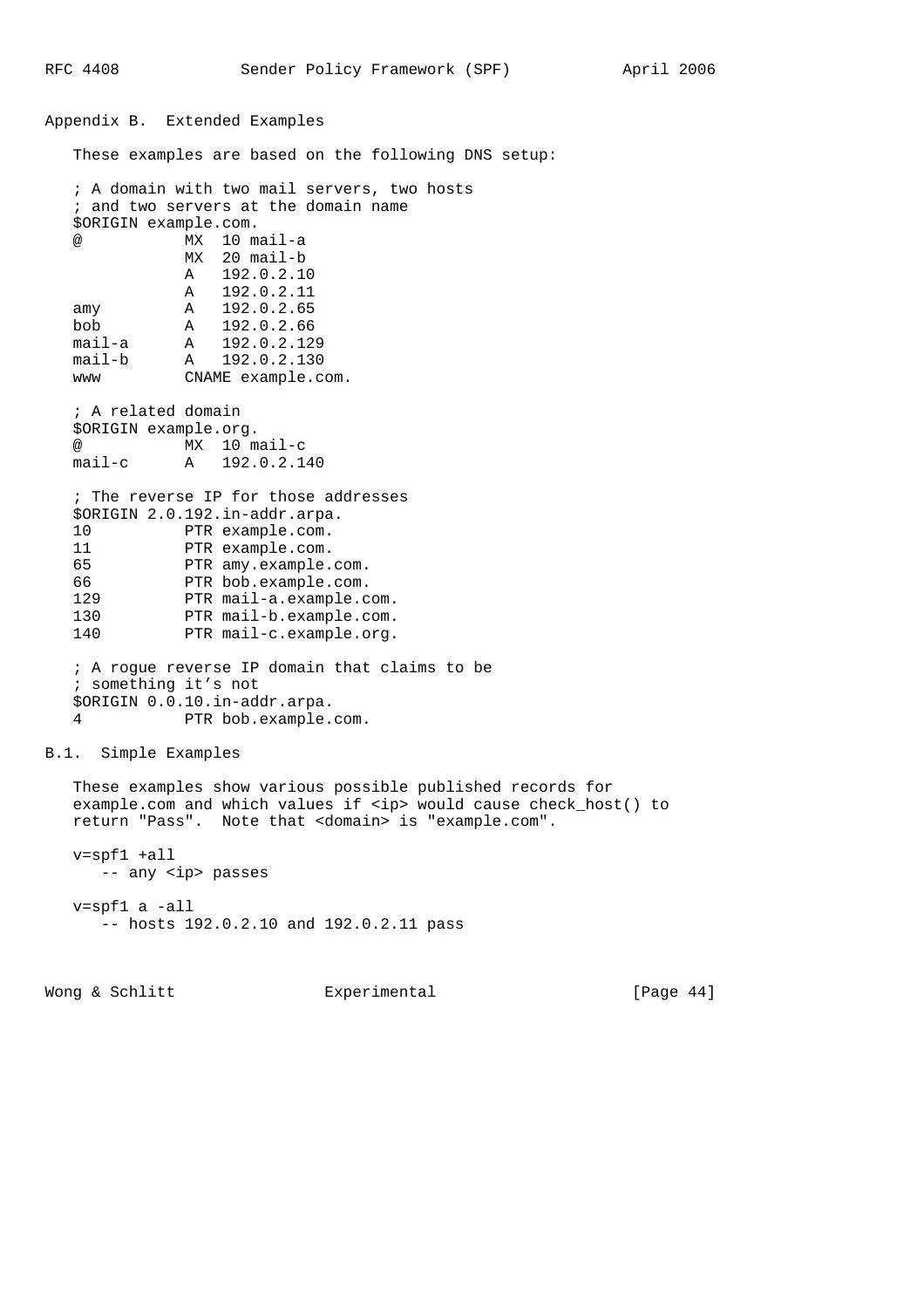## Appendix B. Extended Examples

These examples are based on the following DNS setup:

```
; A domain with two mail servers, two hosts
; and two servers at the domain name
$ORIGIN example.com.
@           MX  10 mail-a
            MX  20 mail-b
            A   192.0.2.10
            A   192.0.2.11
amy         A   192.0.2.65
bob         A   192.0.2.66
mail-a      A   192.0.2.129
mail-b      A   192.0.2.130
www         CNAME example.com.

; A related domain
$ORIGIN example.org.
@           MX  10 mail-c
mail-c      A   192.0.2.140

; The reverse IP for those addresses
$ORIGIN 2.0.192.in-addr.arpa.
10          PTR example.com.
11          PTR example.com.
65          PTR amy.example.com.
66          PTR bob.example.com.
129         PTR mail-a.example.com.
130         PTR mail-b.example.com.
140         PTR mail-c.example.org.

; A rogue reverse IP domain that claims to be
; something it's not
$ORIGIN 0.0.10.in-addr.arpa.
4           PTR bob.example.com.
```

### B.1. Simple Examples

These examples show various possible published records for example.com and which values if <ip> would cause check_host() to return "Pass". Note that <domain> is "example.com".

```
v=spf1 +all
   -- any <ip> passes

v=spf1 a -all
   -- hosts 192.0.2.10 and 192.0.2.11 pass
```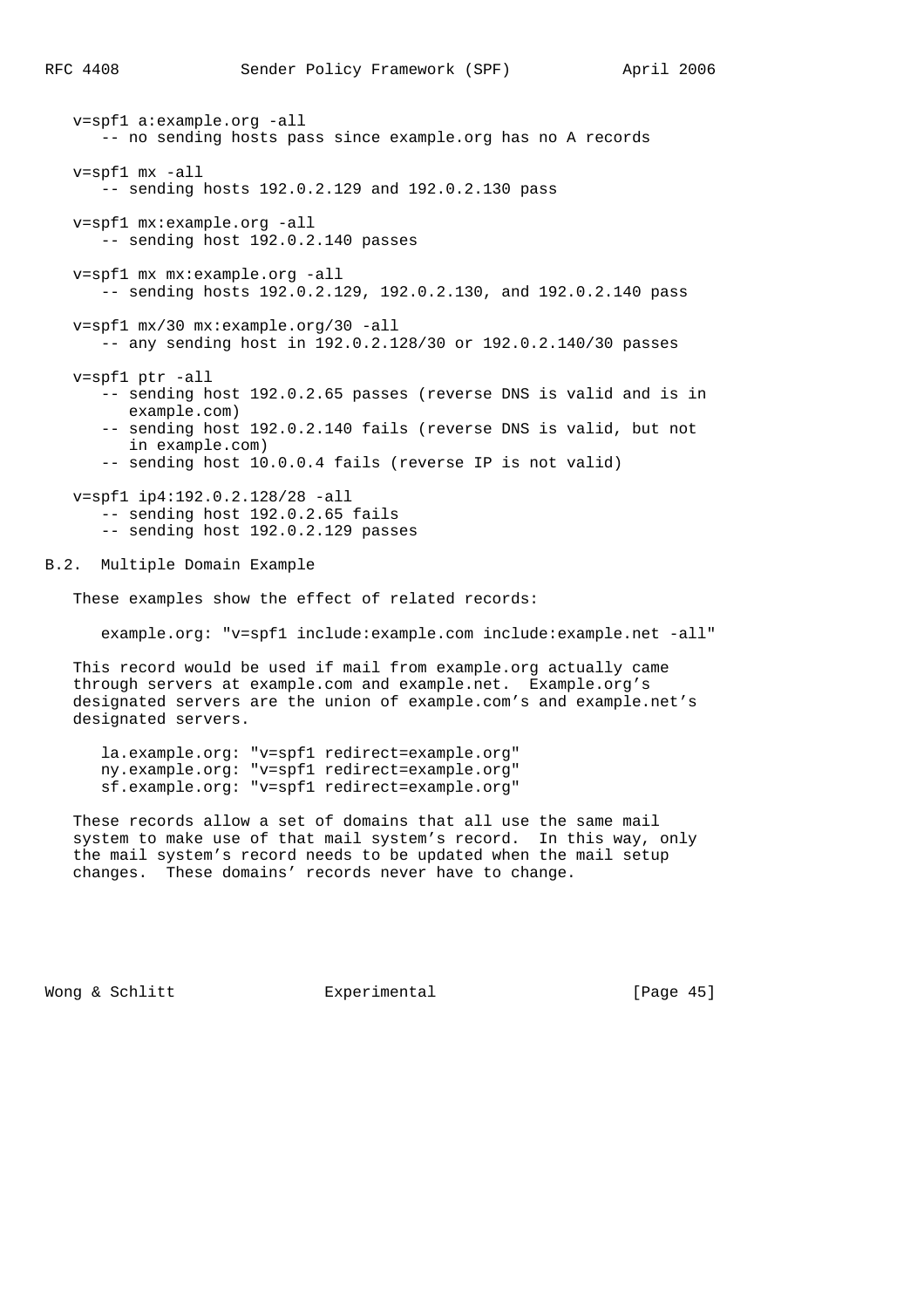```
v=spf1 a:example.org -all
   -- no sending hosts pass since example.org has no A records

v=spf1 mx -all
   -- sending hosts 192.0.2.129 and 192.0.2.130 pass

v=spf1 mx:example.org -all
   -- sending host 192.0.2.140 passes

v=spf1 mx mx:example.org -all
   -- sending hosts 192.0.2.129, 192.0.2.130, and 192.0.2.140 pass

v=spf1 mx/30 mx:example.org/30 -all
   -- any sending host in 192.0.2.128/30 or 192.0.2.140/30 passes

v=spf1 ptr -all
   -- sending host 192.0.2.65 passes (reverse DNS is valid and is in
      example.com)
   -- sending host 192.0.2.140 fails (reverse DNS is valid, but not
      in example.com)
   -- sending host 10.0.0.4 fails (reverse IP is not valid)

v=spf1 ip4:192.0.2.128/28 -all
   -- sending host 192.0.2.65 fails
   -- sending host 192.0.2.129 passes
```

## B.2. Multiple Domain Example

These examples show the effect of related records:

```
example.org: "v=spf1 include:example.com include:example.net -all"
```

This record would be used if mail from example.org actually came through servers at example.com and example.net. Example.org's designated servers are the union of example.com's and example.net's designated servers.

```
la.example.org: "v=spf1 redirect=example.org"
ny.example.org: "v=spf1 redirect=example.org"
sf.example.org: "v=spf1 redirect=example.org"
```

These records allow a set of domains that all use the same mail system to make use of that mail system's record. In this way, only the mail system's record needs to be updated when the mail setup changes. These domains' records never have to change.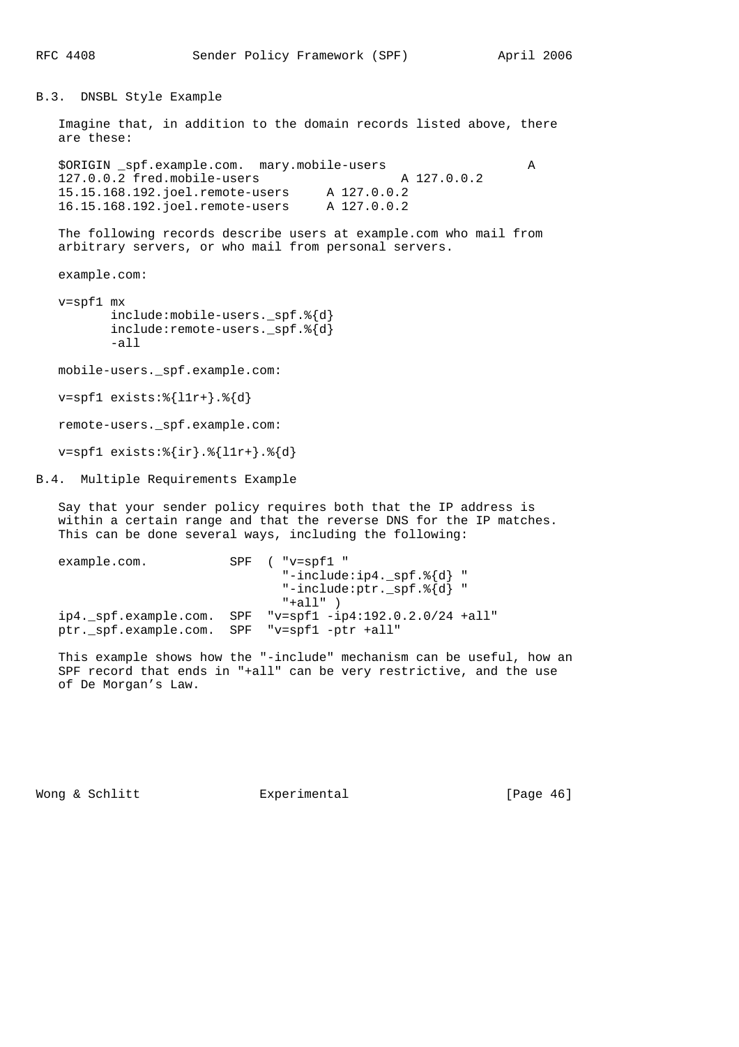### B.3. DNSBL Style Example

Imagine that, in addition to the domain records listed above, there are these:

```
$ORIGIN _spf.example.com.  mary.mobile-users                    A
127.0.0.2 fred.mobile-users                   A 127.0.0.2
15.15.168.192.joel.remote-users     A 127.0.0.2
16.15.168.192.joel.remote-users     A 127.0.0.2
```

The following records describe users at example.com who mail from arbitrary servers, or who mail from personal servers.

example.com:

```
v=spf1 mx
       include:mobile-users._spf.%{d}
       include:remote-users._spf.%{d}
       -all
```

mobile-users._spf.example.com:

```
v=spf1 exists:%{l1r+}.%{d}
```

remote-users._spf.example.com:

```
v=spf1 exists:%{ir}.%{l1r+}.%{d}
```

### B.4. Multiple Requirements Example

Say that your sender policy requires both that the IP address is within a certain range and that the reverse DNS for the IP matches. This can be done several ways, including the following:

```
example.com.           SPF  ( "v=spf1 "
                              "-include:ip4._spf.%{d} "
                              "-include:ptr._spf.%{d} "
                              "+all" )
ip4._spf.example.com.  SPF  "v=spf1 -ip4:192.0.2.0/24 +all"
ptr._spf.example.com.  SPF  "v=spf1 -ptr +all"
```

This example shows how the "-include" mechanism can be useful, how an SPF record that ends in "+all" can be very restrictive, and the use of De Morgan's Law.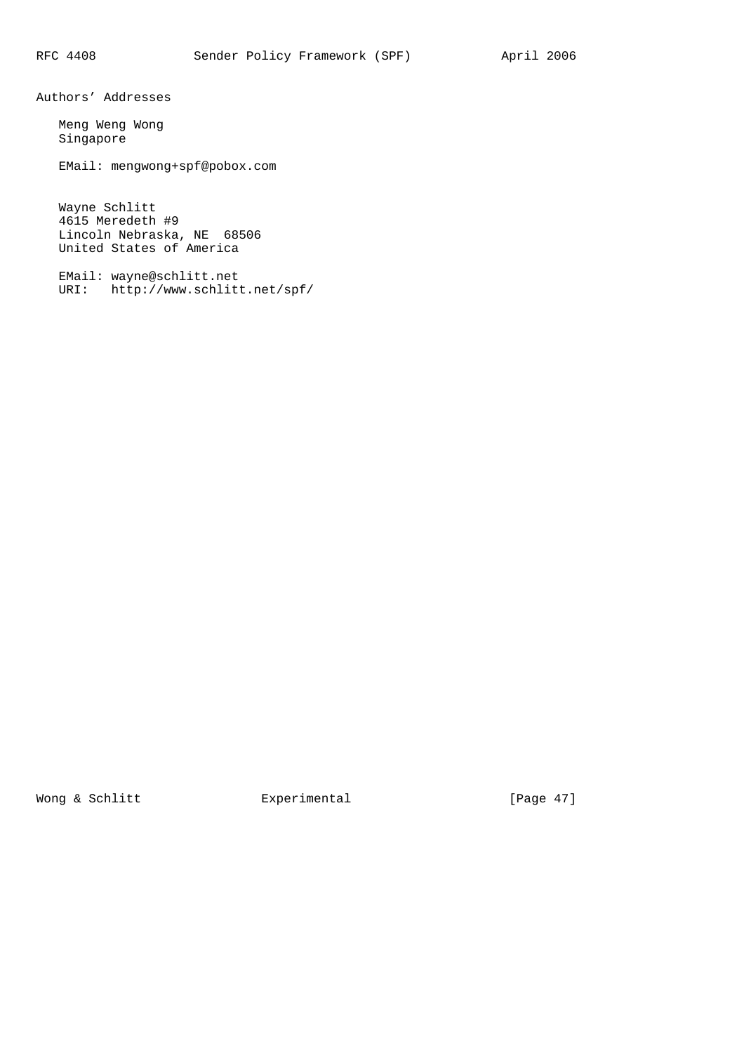## Authors' Addresses

Meng Weng Wong
Singapore

EMail: mengwong+spf@pobox.com

Wayne Schlitt
4615 Meredeth #9
Lincoln Nebraska, NE 68506
United States of America

EMail: wayne@schlitt.net
URI: http://www.schlitt.net/spf/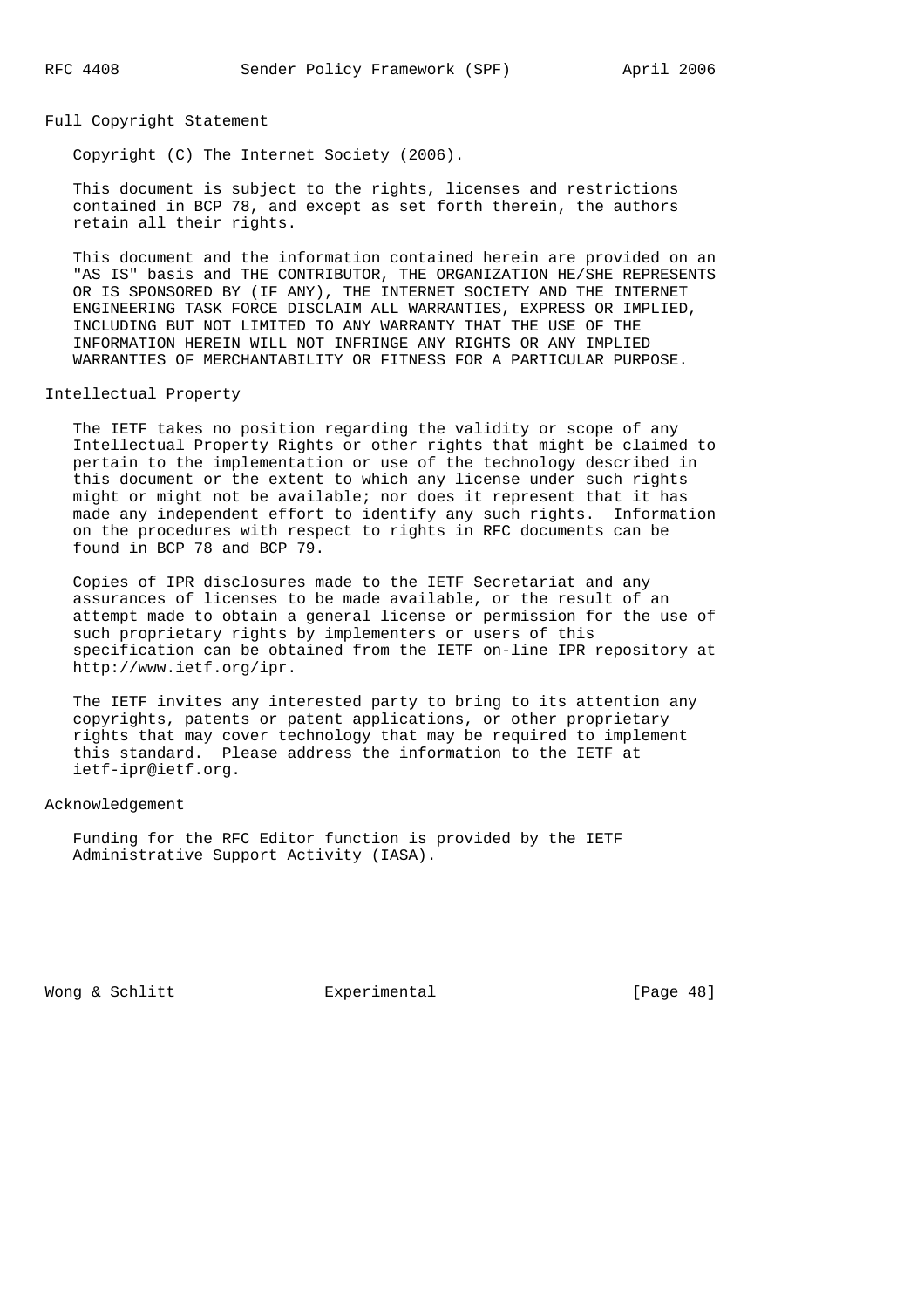## Full Copyright Statement

Copyright (C) The Internet Society (2006).

This document is subject to the rights, licenses and restrictions contained in BCP 78, and except as set forth therein, the authors retain all their rights.

This document and the information contained herein are provided on an "AS IS" basis and THE CONTRIBUTOR, THE ORGANIZATION HE/SHE REPRESENTS OR IS SPONSORED BY (IF ANY), THE INTERNET SOCIETY AND THE INTERNET ENGINEERING TASK FORCE DISCLAIM ALL WARRANTIES, EXPRESS OR IMPLIED, INCLUDING BUT NOT LIMITED TO ANY WARRANTY THAT THE USE OF THE INFORMATION HEREIN WILL NOT INFRINGE ANY RIGHTS OR ANY IMPLIED WARRANTIES OF MERCHANTABILITY OR FITNESS FOR A PARTICULAR PURPOSE.

## Intellectual Property

The IETF takes no position regarding the validity or scope of any Intellectual Property Rights or other rights that might be claimed to pertain to the implementation or use of the technology described in this document or the extent to which any license under such rights might or might not be available; nor does it represent that it has made any independent effort to identify any such rights. Information on the procedures with respect to rights in RFC documents can be found in BCP 78 and BCP 79.

Copies of IPR disclosures made to the IETF Secretariat and any assurances of licenses to be made available, or the result of an attempt made to obtain a general license or permission for the use of such proprietary rights by implementers or users of this specification can be obtained from the IETF on-line IPR repository at http://www.ietf.org/ipr.

The IETF invites any interested party to bring to its attention any copyrights, patents or patent applications, or other proprietary rights that may cover technology that may be required to implement this standard. Please address the information to the IETF at ietf-ipr@ietf.org.

## Acknowledgement

Funding for the RFC Editor function is provided by the IETF Administrative Support Activity (IASA).